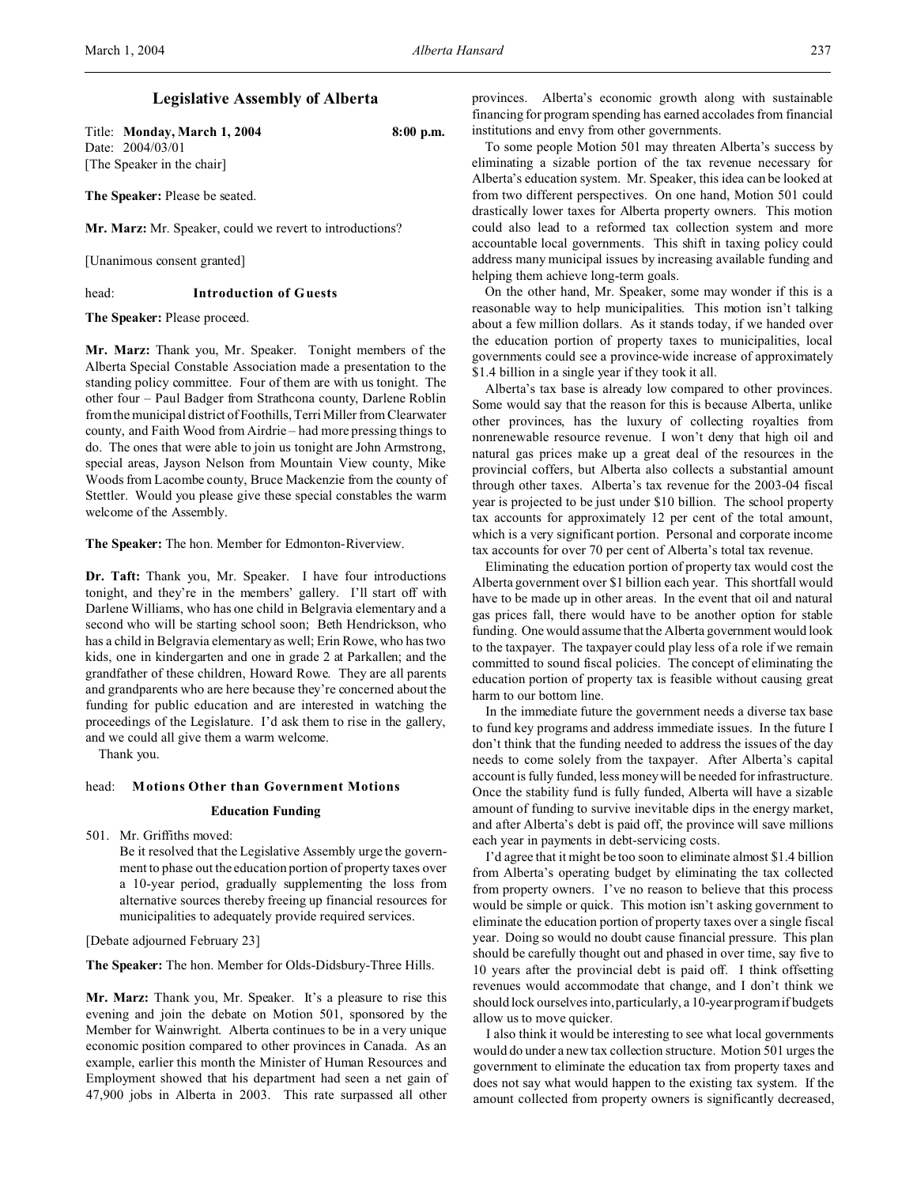# Legislative Assembly of Alberta

Title: **Monday, March 1, 2004** **8:00 p.m.**
Date: 2004/03/01
[The Speaker in the chair]

**The Speaker:** Please be seated.

**Mr. Marz:** Mr. Speaker, could we revert to introductions?

[Unanimous consent granted]

head: **Introduction of Guests**

**The Speaker:** Please proceed.

**Mr. Marz:** Thank you, Mr. Speaker. Tonight members of the Alberta Special Constable Association made a presentation to the standing policy committee. Four of them are with us tonight. The other four – Paul Badger from Strathcona county, Darlene Roblin from the municipal district of Foothills, Terri Miller from Clearwater county, and Faith Wood from Airdrie – had more pressing things to do. The ones that were able to join us tonight are John Armstrong, special areas, Jayson Nelson from Mountain View county, Mike Woods from Lacombe county, Bruce Mackenzie from the county of Stettler. Would you please give these special constables the warm welcome of the Assembly.

**The Speaker:** The hon. Member for Edmonton-Riverview.

**Dr. Taft:** Thank you, Mr. Speaker. I have four introductions tonight, and they're in the members' gallery. I'll start off with Darlene Williams, who has one child in Belgravia elementary and a second who will be starting school soon; Beth Hendrickson, who has a child in Belgravia elementary as well; Erin Rowe, who has two kids, one in kindergarten and one in grade 2 at Parkallen; and the grandfather of these children, Howard Rowe. They are all parents and grandparents who are here because they're concerned about the funding for public education and are interested in watching the proceedings of the Legislature. I'd ask them to rise in the gallery, and we could all give them a warm welcome.

Thank you.

head: **Motions Other than Government Motions**

### Education Funding

501. Mr. Griffiths moved:

Be it resolved that the Legislative Assembly urge the government to phase out the education portion of property taxes over a 10-year period, gradually supplementing the loss from alternative sources thereby freeing up financial resources for municipalities to adequately provide required services.

[Debate adjourned February 23]

**The Speaker:** The hon. Member for Olds-Didsbury-Three Hills.

**Mr. Marz:** Thank you, Mr. Speaker. It's a pleasure to rise this evening and join the debate on Motion 501, sponsored by the Member for Wainwright. Alberta continues to be in a very unique economic position compared to other provinces in Canada. As an example, earlier this month the Minister of Human Resources and Employment showed that his department had seen a net gain of 47,900 jobs in Alberta in 2003. This rate surpassed all other provinces. Alberta's economic growth along with sustainable financing for program spending has earned accolades from financial institutions and envy from other governments.

To some people Motion 501 may threaten Alberta's success by eliminating a sizable portion of the tax revenue necessary for Alberta's education system. Mr. Speaker, this idea can be looked at from two different perspectives. On one hand, Motion 501 could drastically lower taxes for Alberta property owners. This motion could also lead to a reformed tax collection system and more accountable local governments. This shift in taxing policy could address many municipal issues by increasing available funding and helping them achieve long-term goals.

On the other hand, Mr. Speaker, some may wonder if this is a reasonable way to help municipalities. This motion isn't talking about a few million dollars. As it stands today, if we handed over the education portion of property taxes to municipalities, local governments could see a province-wide increase of approximately $1.4 billion in a single year if they took it all.

Alberta's tax base is already low compared to other provinces. Some would say that the reason for this is because Alberta, unlike other provinces, has the luxury of collecting royalties from nonrenewable resource revenue. I won't deny that high oil and natural gas prices make up a great deal of the resources in the provincial coffers, but Alberta also collects a substantial amount through other taxes. Alberta's tax revenue for the 2003-04 fiscal year is projected to be just under $10 billion. The school property tax accounts for approximately 12 per cent of the total amount, which is a very significant portion. Personal and corporate income tax accounts for over 70 per cent of Alberta's total tax revenue.

Eliminating the education portion of property tax would cost the Alberta government over $1 billion each year. This shortfall would have to be made up in other areas. In the event that oil and natural gas prices fall, there would have to be another option for stable funding. One would assume that the Alberta government would look to the taxpayer. The taxpayer could play less of a role if we remain committed to sound fiscal policies. The concept of eliminating the education portion of property tax is feasible without causing great harm to our bottom line.

In the immediate future the government needs a diverse tax base to fund key programs and address immediate issues. In the future I don't think that the funding needed to address the issues of the day needs to come solely from the taxpayer. After Alberta's capital account is fully funded, less money will be needed for infrastructure. Once the stability fund is fully funded, Alberta will have a sizable amount of funding to survive inevitable dips in the energy market, and after Alberta's debt is paid off, the province will save millions each year in payments in debt-servicing costs.

I'd agree that it might be too soon to eliminate almost $1.4 billion from Alberta's operating budget by eliminating the tax collected from property owners. I've no reason to believe that this process would be simple or quick. This motion isn't asking government to eliminate the education portion of property taxes over a single fiscal year. Doing so would no doubt cause financial pressure. This plan should be carefully thought out and phased in over time, say five to 10 years after the provincial debt is paid off. I think offsetting revenues would accommodate that change, and I don't think we should lock ourselves into, particularly, a 10-year program if budgets allow us to move quicker.

I also think it would be interesting to see what local governments would do under a new tax collection structure. Motion 501 urges the government to eliminate the education tax from property taxes and does not say what would happen to the existing tax system. If the amount collected from property owners is significantly decreased,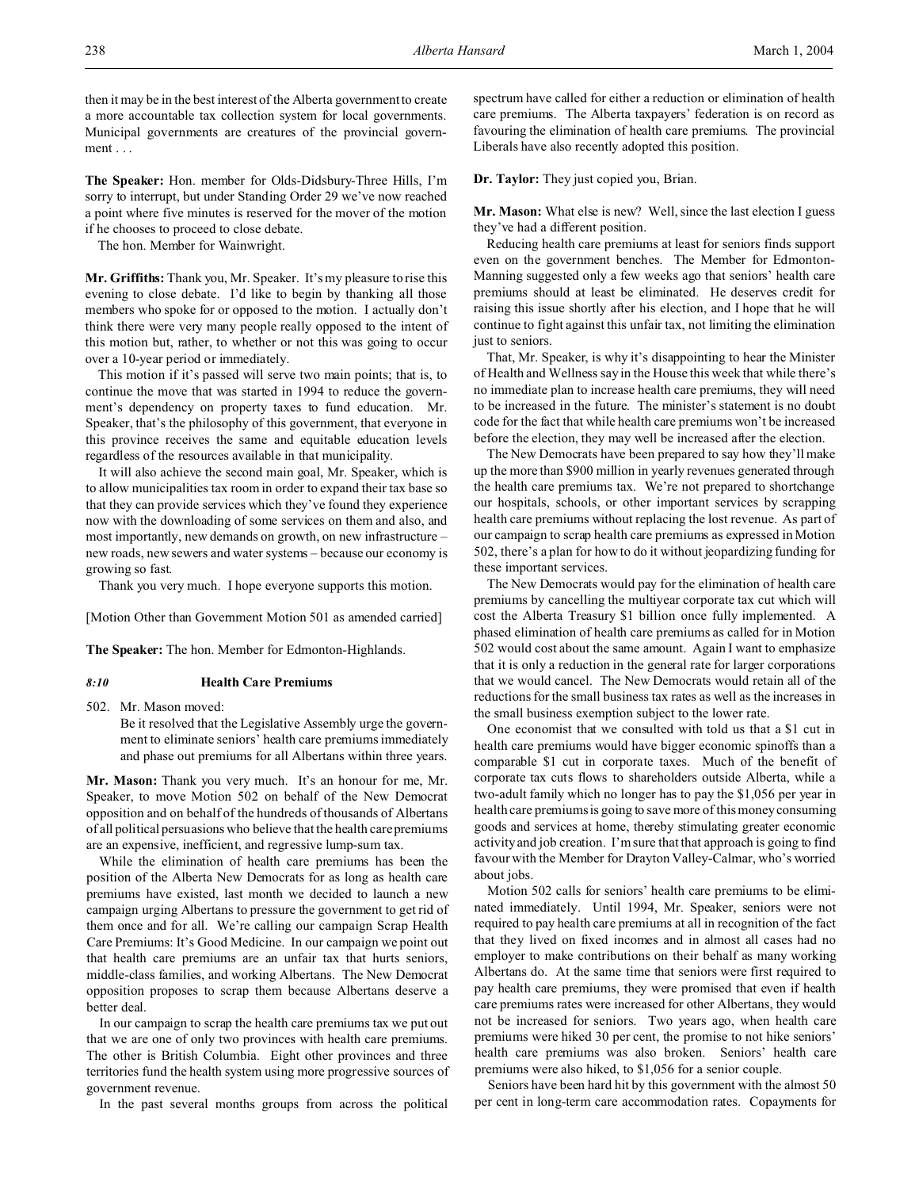then it may be in the best interest of the Alberta government to create a more accountable tax collection system for local governments. Municipal governments are creatures of the provincial government . . .

**The Speaker:** Hon. member for Olds-Didsbury-Three Hills, I'm sorry to interrupt, but under Standing Order 29 we've now reached a point where five minutes is reserved for the mover of the motion if he chooses to proceed to close debate.

The hon. Member for Wainwright.

**Mr. Griffiths:** Thank you, Mr. Speaker. It's my pleasure to rise this evening to close debate. I'd like to begin by thanking all those members who spoke for or opposed to the motion. I actually don't think there were very many people really opposed to the intent of this motion but, rather, to whether or not this was going to occur over a 10-year period or immediately.

This motion if it's passed will serve two main points; that is, to continue the move that was started in 1994 to reduce the government's dependency on property taxes to fund education. Mr. Speaker, that's the philosophy of this government, that everyone in this province receives the same and equitable education levels regardless of the resources available in that municipality.

It will also achieve the second main goal, Mr. Speaker, which is to allow municipalities tax room in order to expand their tax base so that they can provide services which they've found they experience now with the downloading of some services on them and also, and most importantly, new demands on growth, on new infrastructure – new roads, new sewers and water systems – because our economy is growing so fast.

Thank you very much. I hope everyone supports this motion.

[Motion Other than Government Motion 501 as amended carried]

**The Speaker:** The hon. Member for Edmonton-Highlands.

### *8:10* Health Care Premiums

502. Mr. Mason moved:

> Be it resolved that the Legislative Assembly urge the government to eliminate seniors' health care premiums immediately and phase out premiums for all Albertans within three years.

**Mr. Mason:** Thank you very much. It's an honour for me, Mr. Speaker, to move Motion 502 on behalf of the New Democrat opposition and on behalf of the hundreds of thousands of Albertans of all political persuasions who believe that the health care premiums are an expensive, inefficient, and regressive lump-sum tax.

While the elimination of health care premiums has been the position of the Alberta New Democrats for as long as health care premiums have existed, last month we decided to launch a new campaign urging Albertans to pressure the government to get rid of them once and for all. We're calling our campaign Scrap Health Care Premiums: It's Good Medicine. In our campaign we point out that health care premiums are an unfair tax that hurts seniors, middle-class families, and working Albertans. The New Democrat opposition proposes to scrap them because Albertans deserve a better deal.

In our campaign to scrap the health care premiums tax we put out that we are one of only two provinces with health care premiums. The other is British Columbia. Eight other provinces and three territories fund the health system using more progressive sources of government revenue.

In the past several months groups from across the political spectrum have called for either a reduction or elimination of health care premiums. The Alberta taxpayers' federation is on record as favouring the elimination of health care premiums. The provincial Liberals have also recently adopted this position.

**Dr. Taylor:** They just copied you, Brian.

**Mr. Mason:** What else is new? Well, since the last election I guess they've had a different position.

Reducing health care premiums at least for seniors finds support even on the government benches. The Member for Edmonton-Manning suggested only a few weeks ago that seniors' health care premiums should at least be eliminated. He deserves credit for raising this issue shortly after his election, and I hope that he will continue to fight against this unfair tax, not limiting the elimination just to seniors.

That, Mr. Speaker, is why it's disappointing to hear the Minister of Health and Wellness say in the House this week that while there's no immediate plan to increase health care premiums, they will need to be increased in the future. The minister's statement is no doubt code for the fact that while health care premiums won't be increased before the election, they may well be increased after the election.

The New Democrats have been prepared to say how they'll make up the more than $900 million in yearly revenues generated through the health care premiums tax. We're not prepared to shortchange our hospitals, schools, or other important services by scrapping health care premiums without replacing the lost revenue. As part of our campaign to scrap health care premiums as expressed in Motion 502, there's a plan for how to do it without jeopardizing funding for these important services.

The New Democrats would pay for the elimination of health care premiums by cancelling the multiyear corporate tax cut which will cost the Alberta Treasury $1 billion once fully implemented. A phased elimination of health care premiums as called for in Motion 502 would cost about the same amount. Again I want to emphasize that it is only a reduction in the general rate for larger corporations that we would cancel. The New Democrats would retain all of the reductions for the small business tax rates as well as the increases in the small business exemption subject to the lower rate.

One economist that we consulted with told us that a $1 cut in health care premiums would have bigger economic spinoffs than a comparable $1 cut in corporate taxes. Much of the benefit of corporate tax cuts flows to shareholders outside Alberta, while a two-adult family which no longer has to pay the $1,056 per year in health care premiums is going to save more of this money consuming goods and services at home, thereby stimulating greater economic activity and job creation. I'm sure that that approach is going to find favour with the Member for Drayton Valley-Calmar, who's worried about jobs.

Motion 502 calls for seniors' health care premiums to be eliminated immediately. Until 1994, Mr. Speaker, seniors were not required to pay health care premiums at all in recognition of the fact that they lived on fixed incomes and in almost all cases had no employer to make contributions on their behalf as many working Albertans do. At the same time that seniors were first required to pay health care premiums, they were promised that even if health care premiums rates were increased for other Albertans, they would not be increased for seniors. Two years ago, when health care premiums were hiked 30 per cent, the promise to not hike seniors' health care premiums was also broken. Seniors' health care premiums were also hiked, to $1,056 for a senior couple.

Seniors have been hard hit by this government with the almost 50 per cent in long-term care accommodation rates. Copayments for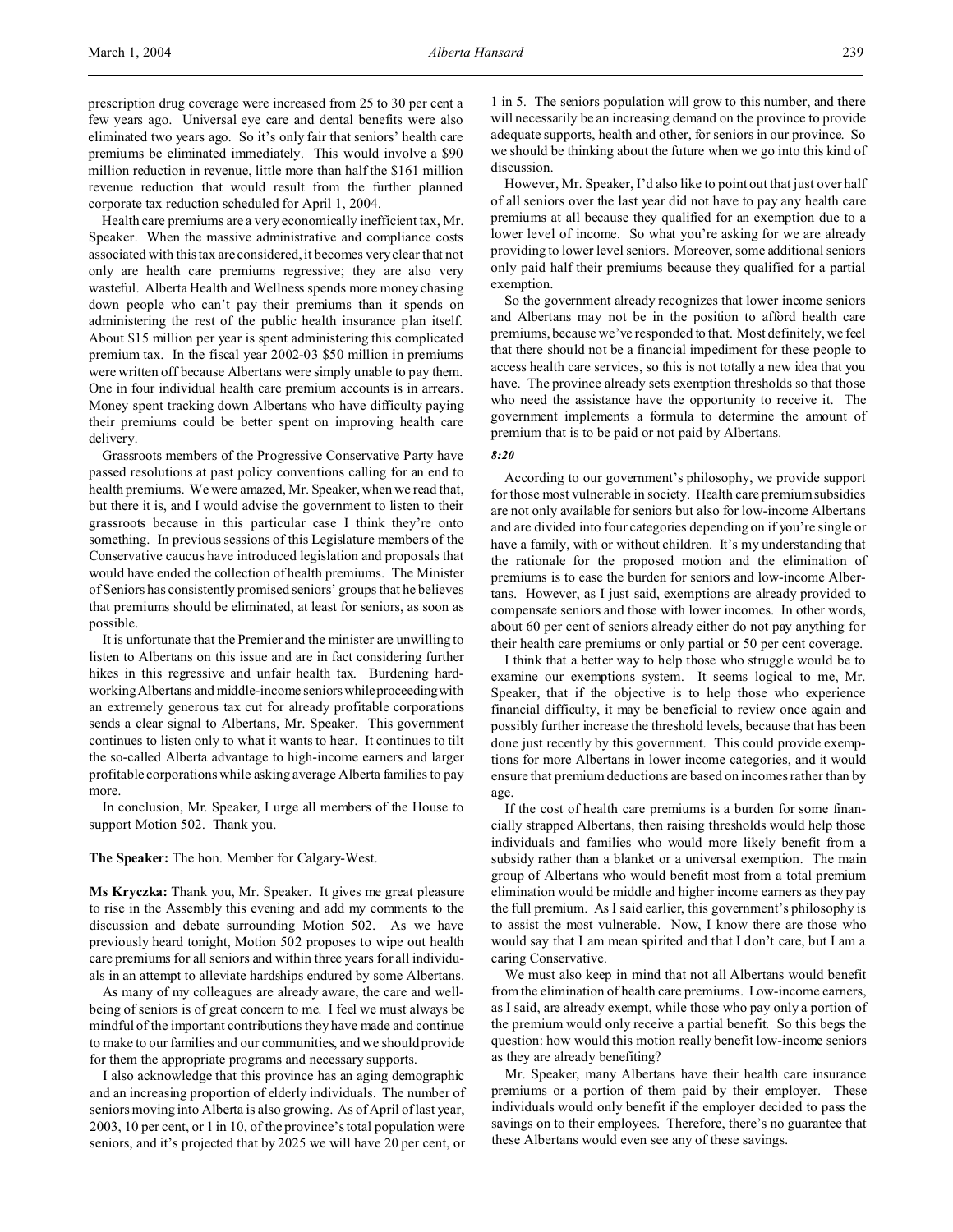prescription drug coverage were increased from 25 to 30 per cent a few years ago. Universal eye care and dental benefits were also eliminated two years ago. So it's only fair that seniors' health care premiums be eliminated immediately. This would involve a $90 million reduction in revenue, little more than half the $161 million revenue reduction that would result from the further planned corporate tax reduction scheduled for April 1, 2004.

Health care premiums are a very economically inefficient tax, Mr. Speaker. When the massive administrative and compliance costs associated with this tax are considered, it becomes very clear that not only are health care premiums regressive; they are also very wasteful. Alberta Health and Wellness spends more money chasing down people who can't pay their premiums than it spends on administering the rest of the public health insurance plan itself. About $15 million per year is spent administering this complicated premium tax. In the fiscal year 2002-03 $50 million in premiums were written off because Albertans were simply unable to pay them. One in four individual health care premium accounts is in arrears. Money spent tracking down Albertans who have difficulty paying their premiums could be better spent on improving health care delivery.

Grassroots members of the Progressive Conservative Party have passed resolutions at past policy conventions calling for an end to health premiums. We were amazed, Mr. Speaker, when we read that, but there it is, and I would advise the government to listen to their grassroots because in this particular case I think they're onto something. In previous sessions of this Legislature members of the Conservative caucus have introduced legislation and proposals that would have ended the collection of health premiums. The Minister of Seniors has consistently promised seniors' groups that he believes that premiums should be eliminated, at least for seniors, as soon as possible.

It is unfortunate that the Premier and the minister are unwilling to listen to Albertans on this issue and are in fact considering further hikes in this regressive and unfair health tax. Burdening hard-working Albertans and middle-income seniors while proceeding with an extremely generous tax cut for already profitable corporations sends a clear signal to Albertans, Mr. Speaker. This government continues to listen only to what it wants to hear. It continues to tilt the so-called Alberta advantage to high-income earners and larger profitable corporations while asking average Alberta families to pay more.

In conclusion, Mr. Speaker, I urge all members of the House to support Motion 502. Thank you.

**The Speaker:** The hon. Member for Calgary-West.

**Ms Kryczka:** Thank you, Mr. Speaker. It gives me great pleasure to rise in the Assembly this evening and add my comments to the discussion and debate surrounding Motion 502. As we have previously heard tonight, Motion 502 proposes to wipe out health care premiums for all seniors and within three years for all individuals in an attempt to alleviate hardships endured by some Albertans.

As many of my colleagues are already aware, the care and well-being of seniors is of great concern to me. I feel we must always be mindful of the important contributions they have made and continue to make to our families and our communities, and we should provide for them the appropriate programs and necessary supports.

I also acknowledge that this province has an aging demographic and an increasing proportion of elderly individuals. The number of seniors moving into Alberta is also growing. As of April of last year, 2003, 10 per cent, or 1 in 10, of the province's total population were seniors, and it's projected that by 2025 we will have 20 per cent, or 1 in 5. The seniors population will grow to this number, and there will necessarily be an increasing demand on the province to provide adequate supports, health and other, for seniors in our province. So we should be thinking about the future when we go into this kind of discussion.

However, Mr. Speaker, I'd also like to point out that just over half of all seniors over the last year did not have to pay any health care premiums at all because they qualified for an exemption due to a lower level of income. So what you're asking for we are already providing to lower level seniors. Moreover, some additional seniors only paid half their premiums because they qualified for a partial exemption.

So the government already recognizes that lower income seniors and Albertans may not be in the position to afford health care premiums, because we've responded to that. Most definitely, we feel that there should not be a financial impediment for these people to access health care services, so this is not totally a new idea that you have. The province already sets exemption thresholds so that those who need the assistance have the opportunity to receive it. The government implements a formula to determine the amount of premium that is to be paid or not paid by Albertans.

*8:20*

According to our government's philosophy, we provide support for those most vulnerable in society. Health care premium subsidies are not only available for seniors but also for low-income Albertans and are divided into four categories depending on if you're single or have a family, with or without children. It's my understanding that the rationale for the proposed motion and the elimination of premiums is to ease the burden for seniors and low-income Albertans. However, as I just said, exemptions are already provided to compensate seniors and those with lower incomes. In other words, about 60 per cent of seniors already either do not pay anything for their health care premiums or only partial or 50 per cent coverage.

I think that a better way to help those who struggle would be to examine our exemptions system. It seems logical to me, Mr. Speaker, that if the objective is to help those who experience financial difficulty, it may be beneficial to review once again and possibly further increase the threshold levels, because that has been done just recently by this government. This could provide exemptions for more Albertans in lower income categories, and it would ensure that premium deductions are based on incomes rather than by age.

If the cost of health care premiums is a burden for some financially strapped Albertans, then raising thresholds would help those individuals and families who would more likely benefit from a subsidy rather than a blanket or a universal exemption. The main group of Albertans who would benefit most from a total premium elimination would be middle and higher income earners as they pay the full premium. As I said earlier, this government's philosophy is to assist the most vulnerable. Now, I know there are those who would say that I am mean spirited and that I don't care, but I am a caring Conservative.

We must also keep in mind that not all Albertans would benefit from the elimination of health care premiums. Low-income earners, as I said, are already exempt, while those who pay only a portion of the premium would only receive a partial benefit. So this begs the question: how would this motion really benefit low-income seniors as they are already benefiting?

Mr. Speaker, many Albertans have their health care insurance premiums or a portion of them paid by their employer. These individuals would only benefit if the employer decided to pass the savings on to their employees. Therefore, there's no guarantee that these Albertans would even see any of these savings.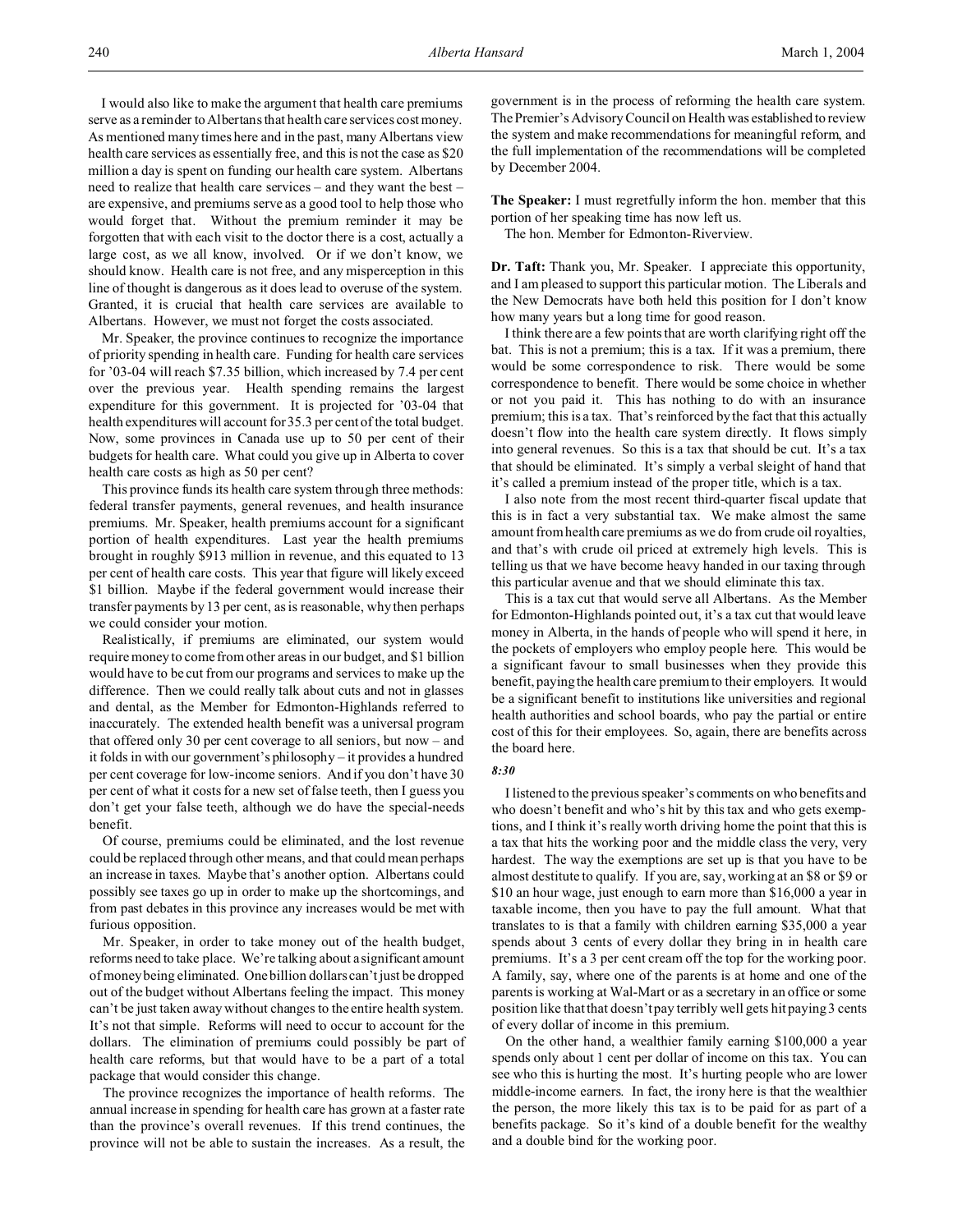I would also like to make the argument that health care premiums serve as a reminder to Albertans that health care services cost money. As mentioned many times here and in the past, many Albertans view health care services as essentially free, and this is not the case as $20 million a day is spent on funding our health care system. Albertans need to realize that health care services – and they want the best – are expensive, and premiums serve as a good tool to help those who would forget that. Without the premium reminder it may be forgotten that with each visit to the doctor there is a cost, actually a large cost, as we all know, involved. Or if we don't know, we should know. Health care is not free, and any misperception in this line of thought is dangerous as it does lead to overuse of the system. Granted, it is crucial that health care services are available to Albertans. However, we must not forget the costs associated.

Mr. Speaker, the province continues to recognize the importance of priority spending in health care. Funding for health care services for '03-04 will reach $7.35 billion, which increased by 7.4 per cent over the previous year. Health spending remains the largest expenditure for this government. It is projected for '03-04 that health expenditures will account for 35.3 per cent of the total budget. Now, some provinces in Canada use up to 50 per cent of their budgets for health care. What could you give up in Alberta to cover health care costs as high as 50 per cent?

This province funds its health care system through three methods: federal transfer payments, general revenues, and health insurance premiums. Mr. Speaker, health premiums account for a significant portion of health expenditures. Last year the health premiums brought in roughly $913 million in revenue, and this equated to 13 per cent of health care costs. This year that figure will likely exceed $1 billion. Maybe if the federal government would increase their transfer payments by 13 per cent, as is reasonable, why then perhaps we could consider your motion.

Realistically, if premiums are eliminated, our system would require money to come from other areas in our budget, and $1 billion would have to be cut from our programs and services to make up the difference. Then we could really talk about cuts and not in glasses and dental, as the Member for Edmonton-Highlands referred to inaccurately. The extended health benefit was a universal program that offered only 30 per cent coverage to all seniors, but now – and it folds in with our government's philosophy – it provides a hundred per cent coverage for low-income seniors. And if you don't have 30 per cent of what it costs for a new set of false teeth, then I guess you don't get your false teeth, although we do have the special-needs benefit.

Of course, premiums could be eliminated, and the lost revenue could be replaced through other means, and that could mean perhaps an increase in taxes. Maybe that's another option. Albertans could possibly see taxes go up in order to make up the shortcomings, and from past debates in this province any increases would be met with furious opposition.

Mr. Speaker, in order to take money out of the health budget, reforms need to take place. We're talking about a significant amount of money being eliminated. One billion dollars can't just be dropped out of the budget without Albertans feeling the impact. This money can't be just taken away without changes to the entire health system. It's not that simple. Reforms will need to occur to account for the dollars. The elimination of premiums could possibly be part of health care reforms, but that would have to be a part of a total package that would consider this change.

The province recognizes the importance of health reforms. The annual increase in spending for health care has grown at a faster rate than the province's overall revenues. If this trend continues, the province will not be able to sustain the increases. As a result, the government is in the process of reforming the health care system. The Premier's Advisory Council on Health was established to review the system and make recommendations for meaningful reform, and the full implementation of the recommendations will be completed by December 2004.

**The Speaker:** I must regretfully inform the hon. member that this portion of her speaking time has now left us.

The hon. Member for Edmonton-Riverview.

**Dr. Taft:** Thank you, Mr. Speaker. I appreciate this opportunity, and I am pleased to support this particular motion. The Liberals and the New Democrats have both held this position for I don't know how many years but a long time for good reason.

I think there are a few points that are worth clarifying right off the bat. This is not a premium; this is a tax. If it was a premium, there would be some correspondence to risk. There would be some correspondence to benefit. There would be some choice in whether or not you paid it. This has nothing to do with an insurance premium; this is a tax. That's reinforced by the fact that this actually doesn't flow into the health care system directly. It flows simply into general revenues. So this is a tax that should be cut. It's a tax that should be eliminated. It's simply a verbal sleight of hand that it's called a premium instead of the proper title, which is a tax.

I also note from the most recent third-quarter fiscal update that this is in fact a very substantial tax. We make almost the same amount from health care premiums as we do from crude oil royalties, and that's with crude oil priced at extremely high levels. This is telling us that we have become heavy handed in our taxing through this particular avenue and that we should eliminate this tax.

This is a tax cut that would serve all Albertans. As the Member for Edmonton-Highlands pointed out, it's a tax cut that would leave money in Alberta, in the hands of people who will spend it here, in the pockets of employers who employ people here. This would be a significant favour to small businesses when they provide this benefit, paying the health care premium to their employers. It would be a significant benefit to institutions like universities and regional health authorities and school boards, who pay the partial or entire cost of this for their employees. So, again, there are benefits across the board here.

*8:30*

I listened to the previous speaker's comments on who benefits and who doesn't benefit and who's hit by this tax and who gets exemptions, and I think it's really worth driving home the point that this is a tax that hits the working poor and the middle class the very, very hardest. The way the exemptions are set up is that you have to be almost destitute to qualify. If you are, say, working at an $8 or $9 or $10 an hour wage, just enough to earn more than $16,000 a year in taxable income, then you have to pay the full amount. What that translates to is that a family with children earning $35,000 a year spends about 3 cents of every dollar they bring in in health care premiums. It's a 3 per cent cream off the top for the working poor. A family, say, where one of the parents is at home and one of the parents is working at Wal-Mart or as a secretary in an office or some position like that that doesn't pay terribly well gets hit paying 3 cents of every dollar of income in this premium.

On the other hand, a wealthier family earning $100,000 a year spends only about 1 cent per dollar of income on this tax. You can see who this is hurting the most. It's hurting people who are lower middle-income earners. In fact, the irony here is that the wealthier the person, the more likely this tax is to be paid for as part of a benefits package. So it's kind of a double benefit for the wealthy and a double bind for the working poor.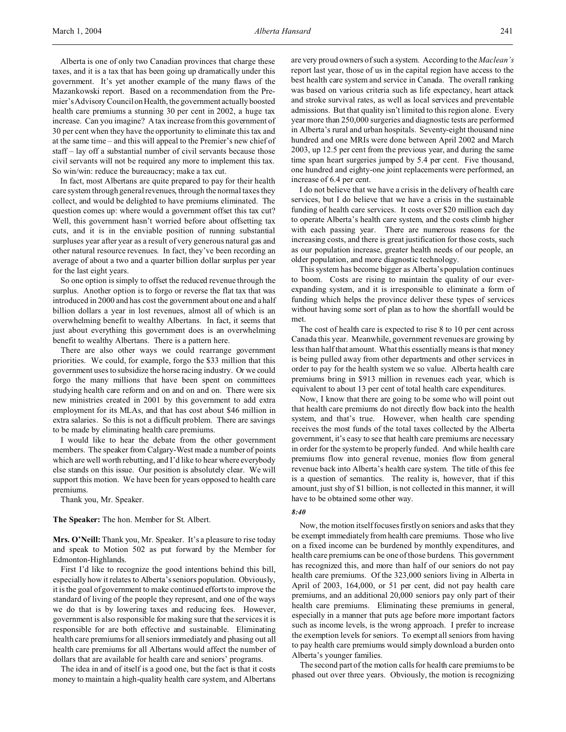Alberta is one of only two Canadian provinces that charge these taxes, and it is a tax that has been going up dramatically under this government. It's yet another example of the many flaws of the Mazankowski report. Based on a recommendation from the Premier's Advisory Council on Health, the government actually boosted health care premiums a stunning 30 per cent in 2002, a huge tax increase. Can you imagine? A tax increase from this government of 30 per cent when they have the opportunity to eliminate this tax and at the same time – and this will appeal to the Premier's new chief of staff – lay off a substantial number of civil servants because those civil servants will not be required any more to implement this tax. So win/win: reduce the bureaucracy; make a tax cut.

In fact, most Albertans are quite prepared to pay for their health care system through general revenues, through the normal taxes they collect, and would be delighted to have premiums eliminated. The question comes up: where would a government offset this tax cut? Well, this government hasn't worried before about offsetting tax cuts, and it is in the enviable position of running substantial surpluses year after year as a result of very generous natural gas and other natural resource revenues. In fact, they've been recording an average of about a two and a quarter billion dollar surplus per year for the last eight years.

So one option is simply to offset the reduced revenue through the surplus. Another option is to forgo or reverse the flat tax that was introduced in 2000 and has cost the government about one and a half billion dollars a year in lost revenues, almost all of which is an overwhelming benefit to wealthy Albertans. In fact, it seems that just about everything this government does is an overwhelming benefit to wealthy Albertans. There is a pattern here.

There are also other ways we could rearrange government priorities. We could, for example, forgo the $33 million that this government uses to subsidize the horse racing industry. Or we could forgo the many millions that have been spent on committees studying health care reform and on and on and on. There were six new ministries created in 2001 by this government to add extra employment for its MLAs, and that has cost about $46 million in extra salaries. So this is not a difficult problem. There are savings to be made by eliminating health care premiums.

I would like to hear the debate from the other government members. The speaker from Calgary-West made a number of points which are well worth rebutting, and I'd like to hear where everybody else stands on this issue. Our position is absolutely clear. We will support this motion. We have been for years opposed to health care premiums.

Thank you, Mr. Speaker.

**The Speaker:** The hon. Member for St. Albert.

**Mrs. O'Neill:** Thank you, Mr. Speaker. It's a pleasure to rise today and speak to Motion 502 as put forward by the Member for Edmonton-Highlands.

First I'd like to recognize the good intentions behind this bill, especially how it relates to Alberta's seniors population. Obviously, it is the goal of government to make continued efforts to improve the standard of living of the people they represent, and one of the ways we do that is by lowering taxes and reducing fees. However, government is also responsible for making sure that the services it is responsible for are both effective and sustainable. Eliminating health care premiums for all seniors immediately and phasing out all health care premiums for all Albertans would affect the number of dollars that are available for health care and seniors' programs.

The idea in and of itself is a good one, but the fact is that it costs money to maintain a high-quality health care system, and Albertans are very proud owners of such a system. According to the *Maclean's* report last year, those of us in the capital region have access to the best health care system and service in Canada. The overall ranking was based on various criteria such as life expectancy, heart attack and stroke survival rates, as well as local services and preventable admissions. But that quality isn't limited to this region alone. Every year more than 250,000 surgeries and diagnostic tests are performed in Alberta's rural and urban hospitals. Seventy-eight thousand nine hundred and one MRIs were done between April 2002 and March 2003, up 12.5 per cent from the previous year, and during the same time span heart surgeries jumped by 5.4 per cent. Five thousand, one hundred and eighty-one joint replacements were performed, an increase of 6.4 per cent.

I do not believe that we have a crisis in the delivery of health care services, but I do believe that we have a crisis in the sustainable funding of health care services. It costs over $20 million each day to operate Alberta's health care system, and the costs climb higher with each passing year. There are numerous reasons for the increasing costs, and there is great justification for those costs, such as our population increase, greater health needs of our people, an older population, and more diagnostic technology.

This system has become bigger as Alberta's population continues to boom. Costs are rising to maintain the quality of our ever-expanding system, and it is irresponsible to eliminate a form of funding which helps the province deliver these types of services without having some sort of plan as to how the shortfall would be met.

The cost of health care is expected to rise 8 to 10 per cent across Canada this year. Meanwhile, government revenues are growing by less than half that amount. What this essentially means is that money is being pulled away from other departments and other services in order to pay for the health system we so value. Alberta health care premiums bring in $913 million in revenues each year, which is equivalent to about 13 per cent of total health care expenditures.

Now, I know that there are going to be some who will point out that health care premiums do not directly flow back into the health system, and that's true. However, when health care spending receives the most funds of the total taxes collected by the Alberta government, it's easy to see that health care premiums are necessary in order for the system to be properly funded. And while health care premiums flow into general revenue, monies flow from general revenue back into Alberta's health care system. The title of this fee is a question of semantics. The reality is, however, that if this amount, just shy of $1 billion, is not collected in this manner, it will have to be obtained some other way.

*8:40*

Now, the motion itself focuses firstly on seniors and asks that they be exempt immediately from health care premiums. Those who live on a fixed income can be burdened by monthly expenditures, and health care premiums can be one of those burdens. This government has recognized this, and more than half of our seniors do not pay health care premiums. Of the 323,000 seniors living in Alberta in April of 2003, 164,000, or 51 per cent, did not pay health care premiums, and an additional 20,000 seniors pay only part of their health care premiums. Eliminating these premiums in general, especially in a manner that puts age before more important factors such as income levels, is the wrong approach. I prefer to increase the exemption levels for seniors. To exempt all seniors from having to pay health care premiums would simply download a burden onto Alberta's younger families.

The second part of the motion calls for health care premiums to be phased out over three years. Obviously, the motion is recognizing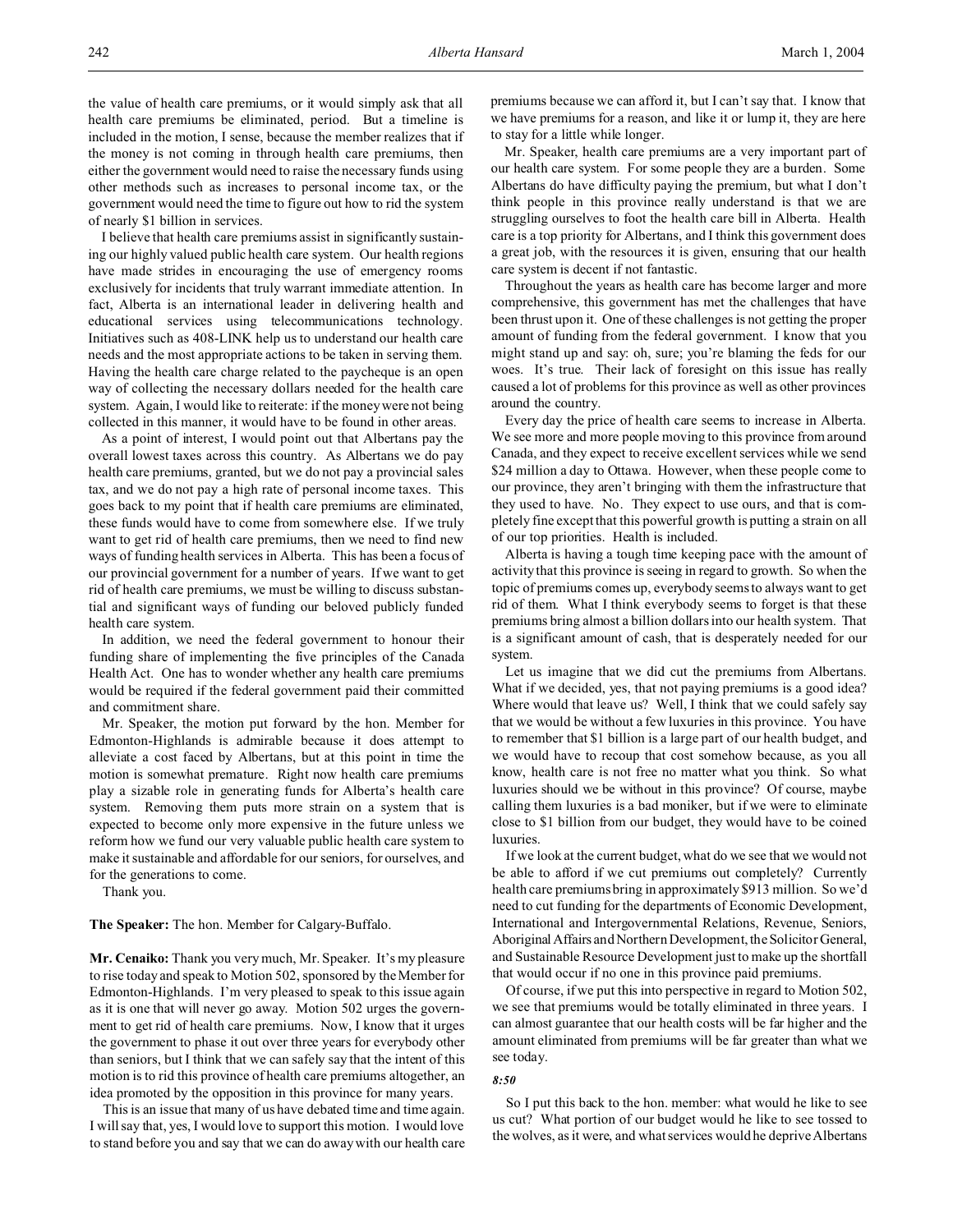the value of health care premiums, or it would simply ask that all health care premiums be eliminated, period. But a timeline is included in the motion, I sense, because the member realizes that if the money is not coming in through health care premiums, then either the government would need to raise the necessary funds using other methods such as increases to personal income tax, or the government would need the time to figure out how to rid the system of nearly $1 billion in services.

I believe that health care premiums assist in significantly sustaining our highly valued public health care system. Our health regions have made strides in encouraging the use of emergency rooms exclusively for incidents that truly warrant immediate attention. In fact, Alberta is an international leader in delivering health and educational services using telecommunications technology. Initiatives such as 408-LINK help us to understand our health care needs and the most appropriate actions to be taken in serving them. Having the health care charge related to the paycheque is an open way of collecting the necessary dollars needed for the health care system. Again, I would like to reiterate: if the money were not being collected in this manner, it would have to be found in other areas.

As a point of interest, I would point out that Albertans pay the overall lowest taxes across this country. As Albertans we do pay health care premiums, granted, but we do not pay a provincial sales tax, and we do not pay a high rate of personal income taxes. This goes back to my point that if health care premiums are eliminated, these funds would have to come from somewhere else. If we truly want to get rid of health care premiums, then we need to find new ways of funding health services in Alberta. This has been a focus of our provincial government for a number of years. If we want to get rid of health care premiums, we must be willing to discuss substantial and significant ways of funding our beloved publicly funded health care system.

In addition, we need the federal government to honour their funding share of implementing the five principles of the Canada Health Act. One has to wonder whether any health care premiums would be required if the federal government paid their committed and commitment share.

Mr. Speaker, the motion put forward by the hon. Member for Edmonton-Highlands is admirable because it does attempt to alleviate a cost faced by Albertans, but at this point in time the motion is somewhat premature. Right now health care premiums play a sizable role in generating funds for Alberta's health care system. Removing them puts more strain on a system that is expected to become only more expensive in the future unless we reform how we fund our very valuable public health care system to make it sustainable and affordable for our seniors, for ourselves, and for the generations to come.

Thank you.

**The Speaker:** The hon. Member for Calgary-Buffalo.

**Mr. Cenaiko:** Thank you very much, Mr. Speaker. It's my pleasure to rise today and speak to Motion 502, sponsored by the Member for Edmonton-Highlands. I'm very pleased to speak to this issue again as it is one that will never go away. Motion 502 urges the government to get rid of health care premiums. Now, I know that it urges the government to phase it out over three years for everybody other than seniors, but I think that we can safely say that the intent of this motion is to rid this province of health care premiums altogether, an idea promoted by the opposition in this province for many years.

This is an issue that many of us have debated time and time again. I will say that, yes, I would love to support this motion. I would love to stand before you and say that we can do away with our health care premiums because we can afford it, but I can't say that. I know that we have premiums for a reason, and like it or lump it, they are here to stay for a little while longer.

Mr. Speaker, health care premiums are a very important part of our health care system. For some people they are a burden. Some Albertans do have difficulty paying the premium, but what I don't think people in this province really understand is that we are struggling ourselves to foot the health care bill in Alberta. Health care is a top priority for Albertans, and I think this government does a great job, with the resources it is given, ensuring that our health care system is decent if not fantastic.

Throughout the years as health care has become larger and more comprehensive, this government has met the challenges that have been thrust upon it. One of these challenges is not getting the proper amount of funding from the federal government. I know that you might stand up and say: oh, sure; you're blaming the feds for our woes. It's true. Their lack of foresight on this issue has really caused a lot of problems for this province as well as other provinces around the country.

Every day the price of health care seems to increase in Alberta. We see more and more people moving to this province from around Canada, and they expect to receive excellent services while we send $24 million a day to Ottawa. However, when these people come to our province, they aren't bringing with them the infrastructure that they used to have. No. They expect to use ours, and that is completely fine except that this powerful growth is putting a strain on all of our top priorities. Health is included.

Alberta is having a tough time keeping pace with the amount of activity that this province is seeing in regard to growth. So when the topic of premiums comes up, everybody seems to always want to get rid of them. What I think everybody seems to forget is that these premiums bring almost a billion dollars into our health system. That is a significant amount of cash, that is desperately needed for our system.

Let us imagine that we did cut the premiums from Albertans. What if we decided, yes, that not paying premiums is a good idea? Where would that leave us? Well, I think that we could safely say that we would be without a few luxuries in this province. You have to remember that $1 billion is a large part of our health budget, and we would have to recoup that cost somehow because, as you all know, health care is not free no matter what you think. So what luxuries should we be without in this province? Of course, maybe calling them luxuries is a bad moniker, but if we were to eliminate close to $1 billion from our budget, they would have to be coined luxuries.

If we look at the current budget, what do we see that we would not be able to afford if we cut premiums out completely? Currently health care premiums bring in approximately $913 million. So we'd need to cut funding for the departments of Economic Development, International and Intergovernmental Relations, Revenue, Seniors, Aboriginal Affairs and Northern Development, the Solicitor General, and Sustainable Resource Development just to make up the shortfall that would occur if no one in this province paid premiums.

Of course, if we put this into perspective in regard to Motion 502, we see that premiums would be totally eliminated in three years. I can almost guarantee that our health costs will be far higher and the amount eliminated from premiums will be far greater than what we see today.

*8:50*

So I put this back to the hon. member: what would he like to see us cut? What portion of our budget would he like to see tossed to the wolves, as it were, and what services would he deprive Albertans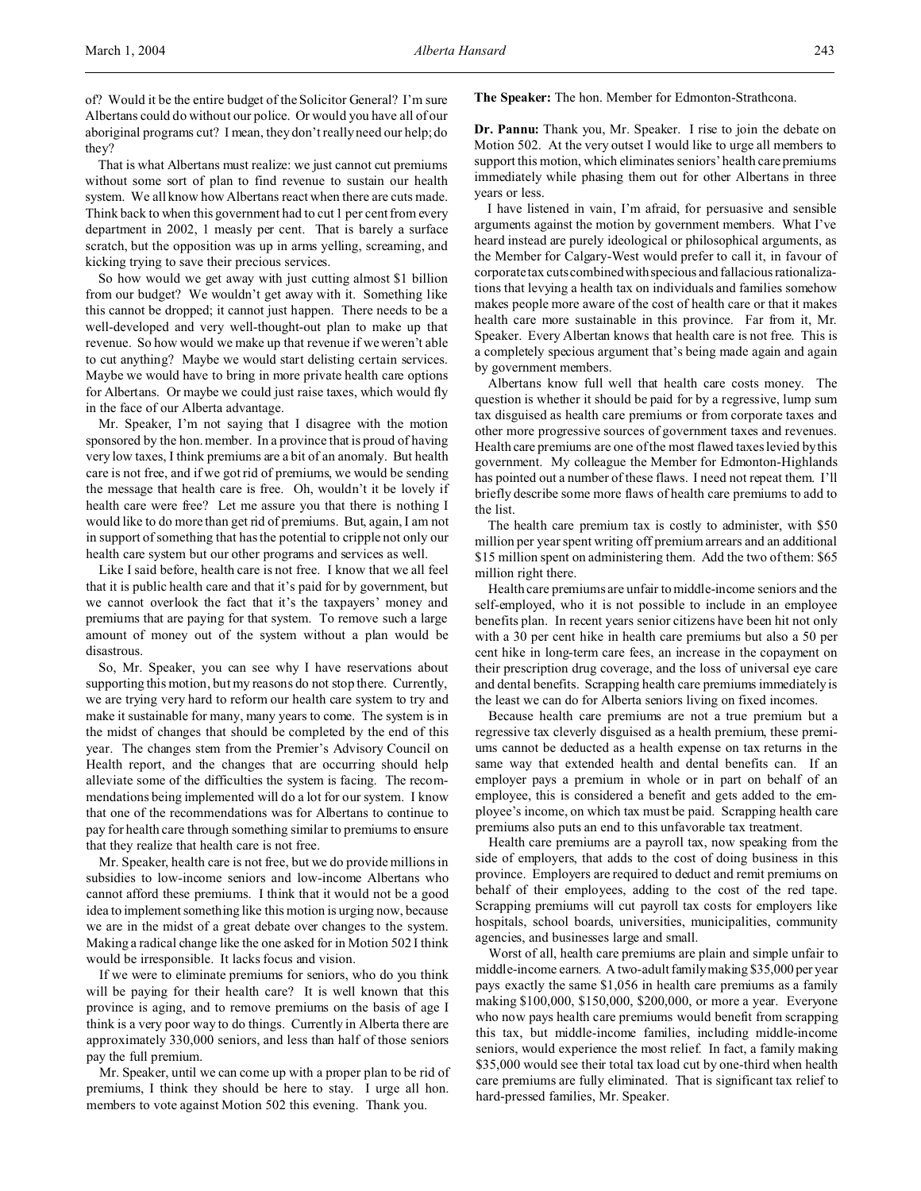of? Would it be the entire budget of the Solicitor General? I'm sure Albertans could do without our police. Or would you have all of our aboriginal programs cut? I mean, they don't really need our help; do they?

That is what Albertans must realize: we just cannot cut premiums without some sort of plan to find revenue to sustain our health system. We all know how Albertans react when there are cuts made. Think back to when this government had to cut 1 per cent from every department in 2002, 1 measly per cent. That is barely a surface scratch, but the opposition was up in arms yelling, screaming, and kicking trying to save their precious services.

So how would we get away with just cutting almost $1 billion from our budget? We wouldn't get away with it. Something like this cannot be dropped; it cannot just happen. There needs to be a well-developed and very well-thought-out plan to make up that revenue. So how would we make up that revenue if we weren't able to cut anything? Maybe we would start delisting certain services. Maybe we would have to bring in more private health care options for Albertans. Or maybe we could just raise taxes, which would fly in the face of our Alberta advantage.

Mr. Speaker, I'm not saying that I disagree with the motion sponsored by the hon. member. In a province that is proud of having very low taxes, I think premiums are a bit of an anomaly. But health care is not free, and if we got rid of premiums, we would be sending the message that health care is free. Oh, wouldn't it be lovely if health care were free? Let me assure you that there is nothing I would like to do more than get rid of premiums. But, again, I am not in support of something that has the potential to cripple not only our health care system but our other programs and services as well.

Like I said before, health care is not free. I know that we all feel that it is public health care and that it's paid for by government, but we cannot overlook the fact that it's the taxpayers' money and premiums that are paying for that system. To remove such a large amount of money out of the system without a plan would be disastrous.

So, Mr. Speaker, you can see why I have reservations about supporting this motion, but my reasons do not stop there. Currently, we are trying very hard to reform our health care system to try and make it sustainable for many, many years to come. The system is in the midst of changes that should be completed by the end of this year. The changes stem from the Premier's Advisory Council on Health report, and the changes that are occurring should help alleviate some of the difficulties the system is facing. The recommendations being implemented will do a lot for our system. I know that one of the recommendations was for Albertans to continue to pay for health care through something similar to premiums to ensure that they realize that health care is not free.

Mr. Speaker, health care is not free, but we do provide millions in subsidies to low-income seniors and low-income Albertans who cannot afford these premiums. I think that it would not be a good idea to implement something like this motion is urging now, because we are in the midst of a great debate over changes to the system. Making a radical change like the one asked for in Motion 502 I think would be irresponsible. It lacks focus and vision.

If we were to eliminate premiums for seniors, who do you think will be paying for their health care? It is well known that this province is aging, and to remove premiums on the basis of age I think is a very poor way to do things. Currently in Alberta there are approximately 330,000 seniors, and less than half of those seniors pay the full premium.

Mr. Speaker, until we can come up with a proper plan to be rid of premiums, I think they should be here to stay. I urge all hon. members to vote against Motion 502 this evening. Thank you.

**The Speaker:** The hon. Member for Edmonton-Strathcona.

**Dr. Pannu:** Thank you, Mr. Speaker. I rise to join the debate on Motion 502. At the very outset I would like to urge all members to support this motion, which eliminates seniors' health care premiums immediately while phasing them out for other Albertans in three years or less.

I have listened in vain, I'm afraid, for persuasive and sensible arguments against the motion by government members. What I've heard instead are purely ideological or philosophical arguments, as the Member for Calgary-West would prefer to call it, in favour of corporate tax cuts combined with specious and fallacious rationalizations that levying a health tax on individuals and families somehow makes people more aware of the cost of health care or that it makes health care more sustainable in this province. Far from it, Mr. Speaker. Every Albertan knows that health care is not free. This is a completely specious argument that's being made again and again by government members.

Albertans know full well that health care costs money. The question is whether it should be paid for by a regressive, lump sum tax disguised as health care premiums or from corporate taxes and other more progressive sources of government taxes and revenues. Health care premiums are one of the most flawed taxes levied by this government. My colleague the Member for Edmonton-Highlands has pointed out a number of these flaws. I need not repeat them. I'll briefly describe some more flaws of health care premiums to add to the list.

The health care premium tax is costly to administer, with $50 million per year spent writing off premium arrears and an additional $15 million spent on administering them. Add the two of them: $65 million right there.

Health care premiums are unfair to middle-income seniors and the self-employed, who it is not possible to include in an employee benefits plan. In recent years senior citizens have been hit not only with a 30 per cent hike in health care premiums but also a 50 per cent hike in long-term care fees, an increase in the copayment on their prescription drug coverage, and the loss of universal eye care and dental benefits. Scrapping health care premiums immediately is the least we can do for Alberta seniors living on fixed incomes.

Because health care premiums are not a true premium but a regressive tax cleverly disguised as a health premium, these premiums cannot be deducted as a health expense on tax returns in the same way that extended health and dental benefits can. If an employer pays a premium in whole or in part on behalf of an employee, this is considered a benefit and gets added to the employee's income, on which tax must be paid. Scrapping health care premiums also puts an end to this unfavorable tax treatment.

Health care premiums are a payroll tax, now speaking from the side of employers, that adds to the cost of doing business in this province. Employers are required to deduct and remit premiums on behalf of their employees, adding to the cost of the red tape. Scrapping premiums will cut payroll tax costs for employers like hospitals, school boards, universities, municipalities, community agencies, and businesses large and small.

Worst of all, health care premiums are plain and simple unfair to middle-income earners. A two-adult family making $35,000 per year pays exactly the same $1,056 in health care premiums as a family making $100,000, $150,000, $200,000, or more a year. Everyone who now pays health care premiums would benefit from scrapping this tax, but middle-income families, including middle-income seniors, would experience the most relief. In fact, a family making $35,000 would see their total tax load cut by one-third when health care premiums are fully eliminated. That is significant tax relief to hard-pressed families, Mr. Speaker.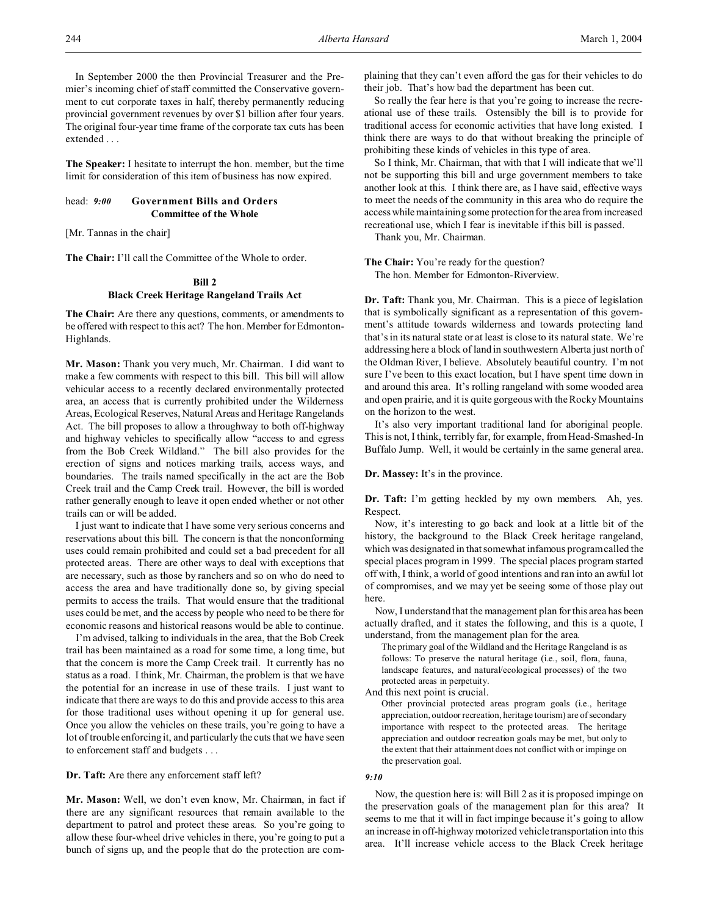In September 2000 the then Provincial Treasurer and the Premier's incoming chief of staff committed the Conservative government to cut corporate taxes in half, thereby permanently reducing provincial government revenues by over $1 billion after four years. The original four-year time frame of the corporate tax cuts has been extended . . .

**The Speaker:** I hesitate to interrupt the hon. member, but the time limit for consideration of this item of business has now expired.

head: *9:00* **Government Bills and Orders**
**Committee of the Whole**

[Mr. Tannas in the chair]

**The Chair:** I'll call the Committee of the Whole to order.

**Bill 2**
**Black Creek Heritage Rangeland Trails Act**

**The Chair:** Are there any questions, comments, or amendments to be offered with respect to this act? The hon. Member for Edmonton-Highlands.

**Mr. Mason:** Thank you very much, Mr. Chairman. I did want to make a few comments with respect to this bill. This bill will allow vehicular access to a recently declared environmentally protected area, an access that is currently prohibited under the Wilderness Areas, Ecological Reserves, Natural Areas and Heritage Rangelands Act. The bill proposes to allow a throughway to both off-highway and highway vehicles to specifically allow "access to and egress from the Bob Creek Wildland." The bill also provides for the erection of signs and notices marking trails, access ways, and boundaries. The trails named specifically in the act are the Bob Creek trail and the Camp Creek trail. However, the bill is worded rather generally enough to leave it open ended whether or not other trails can or will be added.

I just want to indicate that I have some very serious concerns and reservations about this bill. The concern is that the nonconforming uses could remain prohibited and could set a bad precedent for all protected areas. There are other ways to deal with exceptions that are necessary, such as those by ranchers and so on who do need to access the area and have traditionally done so, by giving special permits to access the trails. That would ensure that the traditional uses could be met, and the access by people who need to be there for economic reasons and historical reasons would be able to continue.

I'm advised, talking to individuals in the area, that the Bob Creek trail has been maintained as a road for some time, a long time, but that the concern is more the Camp Creek trail. It currently has no status as a road. I think, Mr. Chairman, the problem is that we have the potential for an increase in use of these trails. I just want to indicate that there are ways to do this and provide access to this area for those traditional uses without opening it up for general use. Once you allow the vehicles on these trails, you're going to have a lot of trouble enforcing it, and particularly the cuts that we have seen to enforcement staff and budgets . . .

**Dr. Taft:** Are there any enforcement staff left?

**Mr. Mason:** Well, we don't even know, Mr. Chairman, in fact if there are any significant resources that remain available to the department to patrol and protect these areas. So you're going to allow these four-wheel drive vehicles in there, you're going to put a bunch of signs up, and the people that do the protection are complaining that they can't even afford the gas for their vehicles to do their job. That's how bad the department has been cut.

So really the fear here is that you're going to increase the recreational use of these trails. Ostensibly the bill is to provide for traditional access for economic activities that have long existed. I think there are ways to do that without breaking the principle of prohibiting these kinds of vehicles in this type of area.

So I think, Mr. Chairman, that with that I will indicate that we'll not be supporting this bill and urge government members to take another look at this. I think there are, as I have said, effective ways to meet the needs of the community in this area who do require the access while maintaining some protection for the area from increased recreational use, which I fear is inevitable if this bill is passed.

Thank you, Mr. Chairman.

**The Chair:** You're ready for the question?
The hon. Member for Edmonton-Riverview.

**Dr. Taft:** Thank you, Mr. Chairman. This is a piece of legislation that is symbolically significant as a representation of this government's attitude towards wilderness and towards protecting land that's in its natural state or at least is close to its natural state. We're addressing here a block of land in southwestern Alberta just north of the Oldman River, I believe. Absolutely beautiful country. I'm not sure I've been to this exact location, but I have spent time down in and around this area. It's rolling rangeland with some wooded area and open prairie, and it is quite gorgeous with the Rocky Mountains on the horizon to the west.

It's also very important traditional land for aboriginal people. This is not, I think, terribly far, for example, from Head-Smashed-In Buffalo Jump. Well, it would be certainly in the same general area.

**Dr. Massey:** It's in the province.

**Dr. Taft:** I'm getting heckled by my own members. Ah, yes. Respect.

Now, it's interesting to go back and look at a little bit of the history, the background to the Black Creek heritage rangeland, which was designated in that somewhat infamous program called the special places program in 1999. The special places program started off with, I think, a world of good intentions and ran into an awful lot of compromises, and we may yet be seeing some of those play out here.

Now, I understand that the management plan for this area has been actually drafted, and it states the following, and this is a quote, I understand, from the management plan for the area.

> The primary goal of the Wildland and the Heritage Rangeland is as follows: To preserve the natural heritage (i.e., soil, flora, fauna, landscape features, and natural/ecological processes) of the two protected areas in perpetuity.

And this next point is crucial.

> Other provincial protected areas program goals (i.e., heritage appreciation, outdoor recreation, heritage tourism) are of secondary importance with respect to the protected areas. The heritage appreciation and outdoor recreation goals may be met, but only to the extent that their attainment does not conflict with or impinge on the preservation goal.

*9:10*

Now, the question here is: will Bill 2 as it is proposed impinge on the preservation goals of the management plan for this area? It seems to me that it will in fact impinge because it's going to allow an increase in off-highway motorized vehicle transportation into this area. It'll increase vehicle access to the Black Creek heritage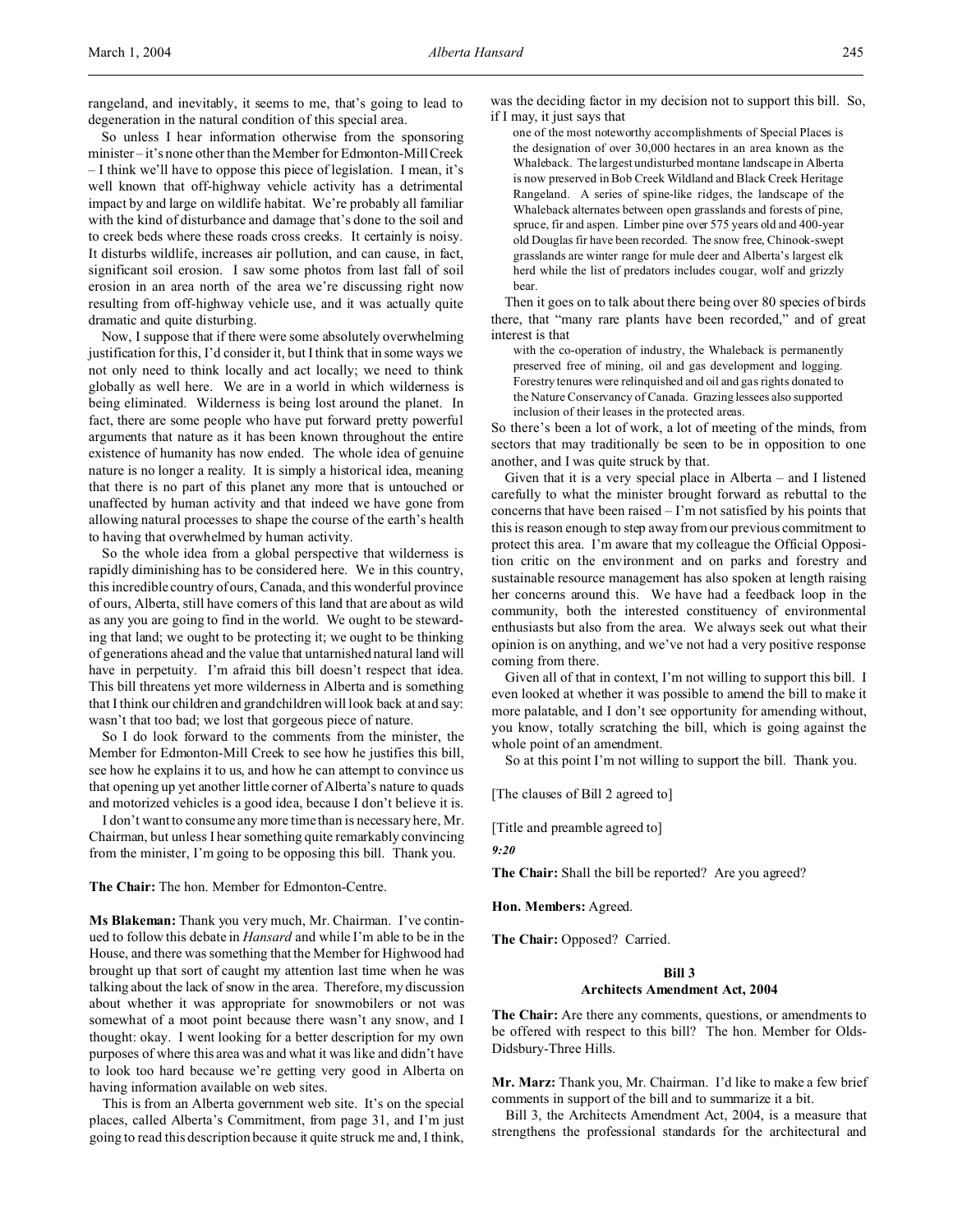rangeland, and inevitably, it seems to me, that's going to lead to degeneration in the natural condition of this special area.

So unless I hear information otherwise from the sponsoring minister – it's none other than the Member for Edmonton-Mill Creek – I think we'll have to oppose this piece of legislation. I mean, it's well known that off-highway vehicle activity has a detrimental impact by and large on wildlife habitat. We're probably all familiar with the kind of disturbance and damage that's done to the soil and to creek beds where these roads cross creeks. It certainly is noisy. It disturbs wildlife, increases air pollution, and can cause, in fact, significant soil erosion. I saw some photos from last fall of soil erosion in an area north of the area we're discussing right now resulting from off-highway vehicle use, and it was actually quite dramatic and quite disturbing.

Now, I suppose that if there were some absolutely overwhelming justification for this, I'd consider it, but I think that in some ways we not only need to think locally and act locally; we need to think globally as well here. We are in a world in which wilderness is being eliminated. Wilderness is being lost around the planet. In fact, there are some people who have put forward pretty powerful arguments that nature as it has been known throughout the entire existence of humanity has now ended. The whole idea of genuine nature is no longer a reality. It is simply a historical idea, meaning that there is no part of this planet any more that is untouched or unaffected by human activity and that indeed we have gone from allowing natural processes to shape the course of the earth's health to having that overwhelmed by human activity.

So the whole idea from a global perspective that wilderness is rapidly diminishing has to be considered here. We in this country, this incredible country of ours, Canada, and this wonderful province of ours, Alberta, still have corners of this land that are about as wild as any you are going to find in the world. We ought to be stewarding that land; we ought to be protecting it; we ought to be thinking of generations ahead and the value that untarnished natural land will have in perpetuity. I'm afraid this bill doesn't respect that idea. This bill threatens yet more wilderness in Alberta and is something that I think our children and grandchildren will look back at and say: wasn't that too bad; we lost that gorgeous piece of nature.

So I do look forward to the comments from the minister, the Member for Edmonton-Mill Creek to see how he justifies this bill, see how he explains it to us, and how he can attempt to convince us that opening up yet another little corner of Alberta's nature to quads and motorized vehicles is a good idea, because I don't believe it is.

I don't want to consume any more time than is necessary here, Mr. Chairman, but unless I hear something quite remarkably convincing from the minister, I'm going to be opposing this bill. Thank you.

**The Chair:** The hon. Member for Edmonton-Centre.

**Ms Blakeman:** Thank you very much, Mr. Chairman. I've continued to follow this debate in *Hansard* and while I'm able to be in the House, and there was something that the Member for Highwood had brought up that sort of caught my attention last time when he was talking about the lack of snow in the area. Therefore, my discussion about whether it was appropriate for snowmobilers or not was somewhat of a moot point because there wasn't any snow, and I thought: okay. I went looking for a better description for my own purposes of where this area was and what it was like and didn't have to look too hard because we're getting very good in Alberta on having information available on web sites.

This is from an Alberta government web site. It's on the special places, called Alberta's Commitment, from page 31, and I'm just going to read this description because it quite struck me and, I think, was the deciding factor in my decision not to support this bill. So, if I may, it just says that

> one of the most noteworthy accomplishments of Special Places is the designation of over 30,000 hectares in an area known as the Whaleback. The largest undisturbed montane landscape in Alberta is now preserved in Bob Creek Wildland and Black Creek Heritage Rangeland. A series of spine-like ridges, the landscape of the Whaleback alternates between open grasslands and forests of pine, spruce, fir and aspen. Limber pine over 575 years old and 400-year old Douglas fir have been recorded. The snow free, Chinook-swept grasslands are winter range for mule deer and Alberta's largest elk herd while the list of predators includes cougar, wolf and grizzly bear.

Then it goes on to talk about there being over 80 species of birds there, that "many rare plants have been recorded," and of great interest is that

> with the co-operation of industry, the Whaleback is permanently preserved free of mining, oil and gas development and logging. Forestry tenures were relinquished and oil and gas rights donated to the Nature Conservancy of Canada. Grazing lessees also supported inclusion of their leases in the protected areas.

So there's been a lot of work, a lot of meeting of the minds, from sectors that may traditionally be seen to be in opposition to one another, and I was quite struck by that.

Given that it is a very special place in Alberta – and I listened carefully to what the minister brought forward as rebuttal to the concerns that have been raised – I'm not satisfied by his points that this is reason enough to step away from our previous commitment to protect this area. I'm aware that my colleague the Official Opposition critic on the environment and on parks and forestry and sustainable resource management has also spoken at length raising her concerns around this. We have had a feedback loop in the community, both the interested constituency of environmental enthusiasts but also from the area. We always seek out what their opinion is on anything, and we've not had a very positive response coming from there.

Given all of that in context, I'm not willing to support this bill. I even looked at whether it was possible to amend the bill to make it more palatable, and I don't see opportunity for amending without, you know, totally scratching the bill, which is going against the whole point of an amendment.

So at this point I'm not willing to support the bill. Thank you.

[The clauses of Bill 2 agreed to]

[Title and preamble agreed to]

*9:20*

**The Chair:** Shall the bill be reported? Are you agreed?

**Hon. Members:** Agreed.

**The Chair:** Opposed? Carried.

### Bill 3
### Architects Amendment Act, 2004

**The Chair:** Are there any comments, questions, or amendments to be offered with respect to this bill? The hon. Member for Olds-Didsbury-Three Hills.

**Mr. Marz:** Thank you, Mr. Chairman. I'd like to make a few brief comments in support of the bill and to summarize it a bit.

Bill 3, the Architects Amendment Act, 2004, is a measure that strengthens the professional standards for the architectural and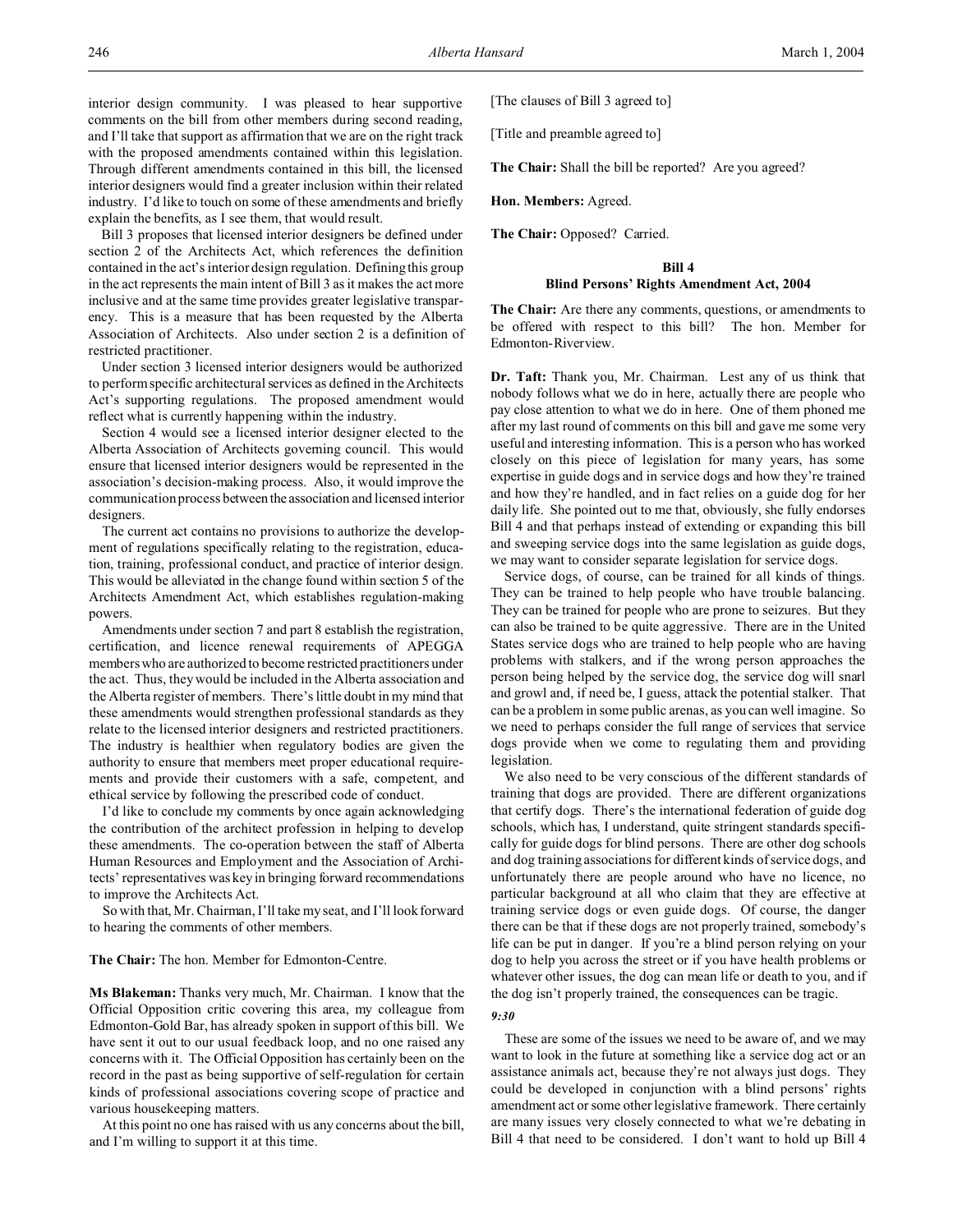interior design community. I was pleased to hear supportive comments on the bill from other members during second reading, and I'll take that support as affirmation that we are on the right track with the proposed amendments contained within this legislation. Through different amendments contained in this bill, the licensed interior designers would find a greater inclusion within their related industry. I'd like to touch on some of these amendments and briefly explain the benefits, as I see them, that would result.

Bill 3 proposes that licensed interior designers be defined under section 2 of the Architects Act, which references the definition contained in the act's interior design regulation. Defining this group in the act represents the main intent of Bill 3 as it makes the act more inclusive and at the same time provides greater legislative transparency. This is a measure that has been requested by the Alberta Association of Architects. Also under section 2 is a definition of restricted practitioner.

Under section 3 licensed interior designers would be authorized to perform specific architectural services as defined in the Architects Act's supporting regulations. The proposed amendment would reflect what is currently happening within the industry.

Section 4 would see a licensed interior designer elected to the Alberta Association of Architects governing council. This would ensure that licensed interior designers would be represented in the association's decision-making process. Also, it would improve the communication process between the association and licensed interior designers.

The current act contains no provisions to authorize the development of regulations specifically relating to the registration, education, training, professional conduct, and practice of interior design. This would be alleviated in the change found within section 5 of the Architects Amendment Act, which establishes regulation-making powers.

Amendments under section 7 and part 8 establish the registration, certification, and licence renewal requirements of APEGGA members who are authorized to become restricted practitioners under the act. Thus, they would be included in the Alberta association and the Alberta register of members. There's little doubt in my mind that these amendments would strengthen professional standards as they relate to the licensed interior designers and restricted practitioners. The industry is healthier when regulatory bodies are given the authority to ensure that members meet proper educational requirements and provide their customers with a safe, competent, and ethical service by following the prescribed code of conduct.

I'd like to conclude my comments by once again acknowledging the contribution of the architect profession in helping to develop these amendments. The co-operation between the staff of Alberta Human Resources and Employment and the Association of Architects' representatives was key in bringing forward recommendations to improve the Architects Act.

So with that, Mr. Chairman, I'll take my seat, and I'll look forward to hearing the comments of other members.

**The Chair:** The hon. Member for Edmonton-Centre.

**Ms Blakeman:** Thanks very much, Mr. Chairman. I know that the Official Opposition critic covering this area, my colleague from Edmonton-Gold Bar, has already spoken in support of this bill. We have sent it out to our usual feedback loop, and no one raised any concerns with it. The Official Opposition has certainly been on the record in the past as being supportive of self-regulation for certain kinds of professional associations covering scope of practice and various housekeeping matters.

At this point no one has raised with us any concerns about the bill, and I'm willing to support it at this time.

[The clauses of Bill 3 agreed to]

[Title and preamble agreed to]

**The Chair:** Shall the bill be reported? Are you agreed?

**Hon. Members:** Agreed.

**The Chair:** Opposed? Carried.

### Bill 4
### Blind Persons' Rights Amendment Act, 2004

**The Chair:** Are there any comments, questions, or amendments to be offered with respect to this bill? The hon. Member for Edmonton-Riverview.

**Dr. Taft:** Thank you, Mr. Chairman. Lest any of us think that nobody follows what we do in here, actually there are people who pay close attention to what we do in here. One of them phoned me after my last round of comments on this bill and gave me some very useful and interesting information. This is a person who has worked closely on this piece of legislation for many years, has some expertise in guide dogs and in service dogs and how they're trained and how they're handled, and in fact relies on a guide dog for her daily life. She pointed out to me that, obviously, she fully endorses Bill 4 and that perhaps instead of extending or expanding this bill and sweeping service dogs into the same legislation as guide dogs, we may want to consider separate legislation for service dogs.

Service dogs, of course, can be trained for all kinds of things. They can be trained to help people who have trouble balancing. They can be trained for people who are prone to seizures. But they can also be trained to be quite aggressive. There are in the United States service dogs who are trained to help people who are having problems with stalkers, and if the wrong person approaches the person being helped by the service dog, the service dog will snarl and growl and, if need be, I guess, attack the potential stalker. That can be a problem in some public arenas, as you can well imagine. So we need to perhaps consider the full range of services that service dogs provide when we come to regulating them and providing legislation.

We also need to be very conscious of the different standards of training that dogs are provided. There are different organizations that certify dogs. There's the international federation of guide dog schools, which has, I understand, quite stringent standards specifically for guide dogs for blind persons. There are other dog schools and dog training associations for different kinds of service dogs, and unfortunately there are people around who have no licence, no particular background at all who claim that they are effective at training service dogs or even guide dogs. Of course, the danger there can be that if these dogs are not properly trained, somebody's life can be put in danger. If you're a blind person relying on your dog to help you across the street or if you have health problems or whatever other issues, the dog can mean life or death to you, and if the dog isn't properly trained, the consequences can be tragic.

*9:30*

These are some of the issues we need to be aware of, and we may want to look in the future at something like a service dog act or an assistance animals act, because they're not always just dogs. They could be developed in conjunction with a blind persons' rights amendment act or some other legislative framework. There certainly are many issues very closely connected to what we're debating in Bill 4 that need to be considered. I don't want to hold up Bill 4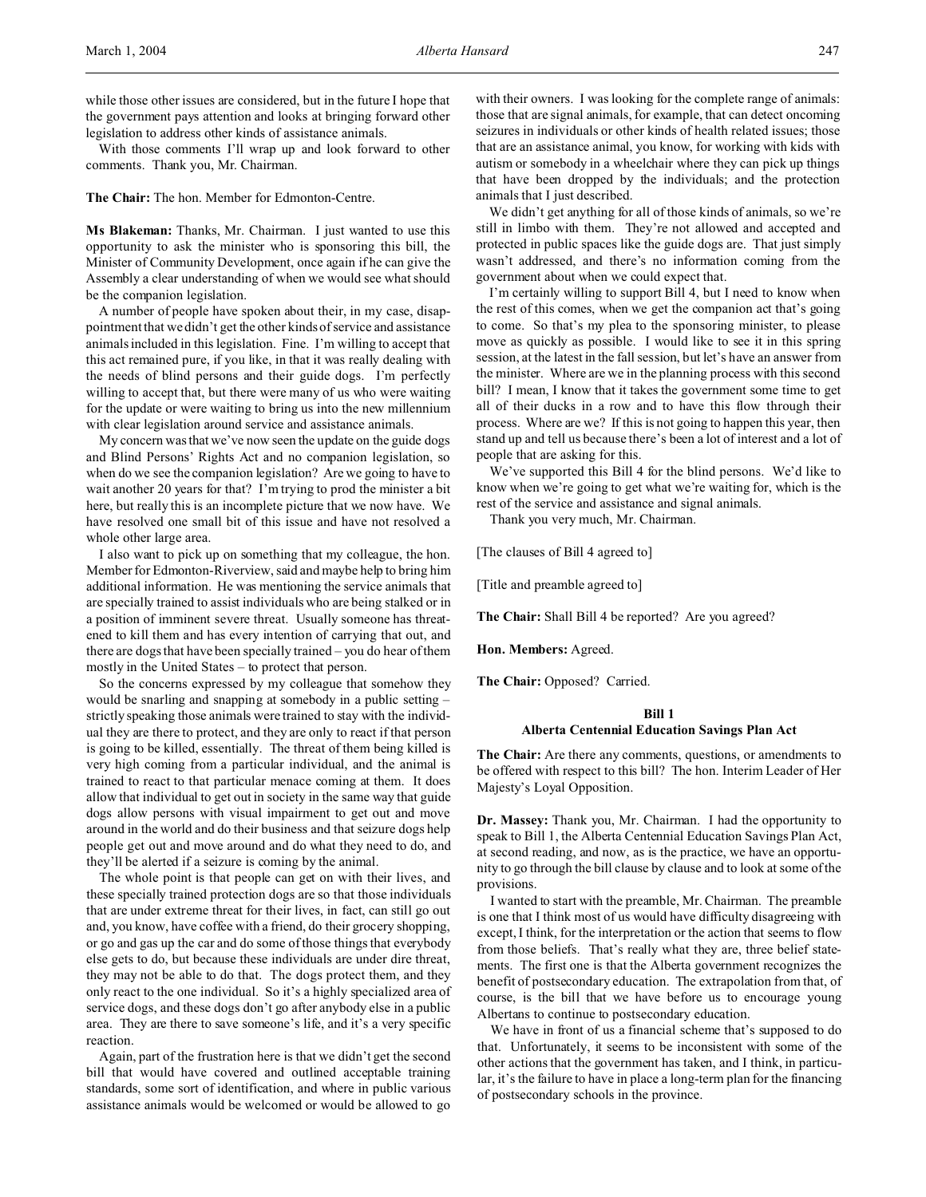while those other issues are considered, but in the future I hope that the government pays attention and looks at bringing forward other legislation to address other kinds of assistance animals.

With those comments I'll wrap up and look forward to other comments. Thank you, Mr. Chairman.

**The Chair:** The hon. Member for Edmonton-Centre.

**Ms Blakeman:** Thanks, Mr. Chairman. I just wanted to use this opportunity to ask the minister who is sponsoring this bill, the Minister of Community Development, once again if he can give the Assembly a clear understanding of when we would see what should be the companion legislation.

A number of people have spoken about their, in my case, disappointment that we didn't get the other kinds of service and assistance animals included in this legislation. Fine. I'm willing to accept that this act remained pure, if you like, in that it was really dealing with the needs of blind persons and their guide dogs. I'm perfectly willing to accept that, but there were many of us who were waiting for the update or were waiting to bring us into the new millennium with clear legislation around service and assistance animals.

My concern was that we've now seen the update on the guide dogs and Blind Persons' Rights Act and no companion legislation, so when do we see the companion legislation? Are we going to have to wait another 20 years for that? I'm trying to prod the minister a bit here, but really this is an incomplete picture that we now have. We have resolved one small bit of this issue and have not resolved a whole other large area.

I also want to pick up on something that my colleague, the hon. Member for Edmonton-Riverview, said and maybe help to bring him additional information. He was mentioning the service animals that are specially trained to assist individuals who are being stalked or in a position of imminent severe threat. Usually someone has threatened to kill them and has every intention of carrying that out, and there are dogs that have been specially trained – you do hear of them mostly in the United States – to protect that person.

So the concerns expressed by my colleague that somehow they would be snarling and snapping at somebody in a public setting – strictly speaking those animals were trained to stay with the individual they are there to protect, and they are only to react if that person is going to be killed, essentially. The threat of them being killed is very high coming from a particular individual, and the animal is trained to react to that particular menace coming at them. It does allow that individual to get out in society in the same way that guide dogs allow persons with visual impairment to get out and move around in the world and do their business and that seizure dogs help people get out and move around and do what they need to do, and they'll be alerted if a seizure is coming by the animal.

The whole point is that people can get on with their lives, and these specially trained protection dogs are so that those individuals that are under extreme threat for their lives, in fact, can still go out and, you know, have coffee with a friend, do their grocery shopping, or go and gas up the car and do some of those things that everybody else gets to do, but because these individuals are under dire threat, they may not be able to do that. The dogs protect them, and they only react to the one individual. So it's a highly specialized area of service dogs, and these dogs don't go after anybody else in a public area. They are there to save someone's life, and it's a very specific reaction.

Again, part of the frustration here is that we didn't get the second bill that would have covered and outlined acceptable training standards, some sort of identification, and where in public various assistance animals would be welcomed or would be allowed to go with their owners. I was looking for the complete range of animals: those that are signal animals, for example, that can detect oncoming seizures in individuals or other kinds of health related issues; those that are an assistance animal, you know, for working with kids with autism or somebody in a wheelchair where they can pick up things that have been dropped by the individuals; and the protection animals that I just described.

We didn't get anything for all of those kinds of animals, so we're still in limbo with them. They're not allowed and accepted and protected in public spaces like the guide dogs are. That just simply wasn't addressed, and there's no information coming from the government about when we could expect that.

I'm certainly willing to support Bill 4, but I need to know when the rest of this comes, when we get the companion act that's going to come. So that's my plea to the sponsoring minister, to please move as quickly as possible. I would like to see it in this spring session, at the latest in the fall session, but let's have an answer from the minister. Where are we in the planning process with this second bill? I mean, I know that it takes the government some time to get all of their ducks in a row and to have this flow through their process. Where are we? If this is not going to happen this year, then stand up and tell us because there's been a lot of interest and a lot of people that are asking for this.

We've supported this Bill 4 for the blind persons. We'd like to know when we're going to get what we're waiting for, which is the rest of the service and assistance and signal animals.

Thank you very much, Mr. Chairman.

[The clauses of Bill 4 agreed to]

[Title and preamble agreed to]

**The Chair:** Shall Bill 4 be reported? Are you agreed?

**Hon. Members:** Agreed.

**The Chair:** Opposed? Carried.

### Bill 1
### Alberta Centennial Education Savings Plan Act

**The Chair:** Are there any comments, questions, or amendments to be offered with respect to this bill? The hon. Interim Leader of Her Majesty's Loyal Opposition.

**Dr. Massey:** Thank you, Mr. Chairman. I had the opportunity to speak to Bill 1, the Alberta Centennial Education Savings Plan Act, at second reading, and now, as is the practice, we have an opportunity to go through the bill clause by clause and to look at some of the provisions.

I wanted to start with the preamble, Mr. Chairman. The preamble is one that I think most of us would have difficulty disagreeing with except, I think, for the interpretation or the action that seems to flow from those beliefs. That's really what they are, three belief statements. The first one is that the Alberta government recognizes the benefit of postsecondary education. The extrapolation from that, of course, is the bill that we have before us to encourage young Albertans to continue to postsecondary education.

We have in front of us a financial scheme that's supposed to do that. Unfortunately, it seems to be inconsistent with some of the other actions that the government has taken, and I think, in particular, it's the failure to have in place a long-term plan for the financing of postsecondary schools in the province.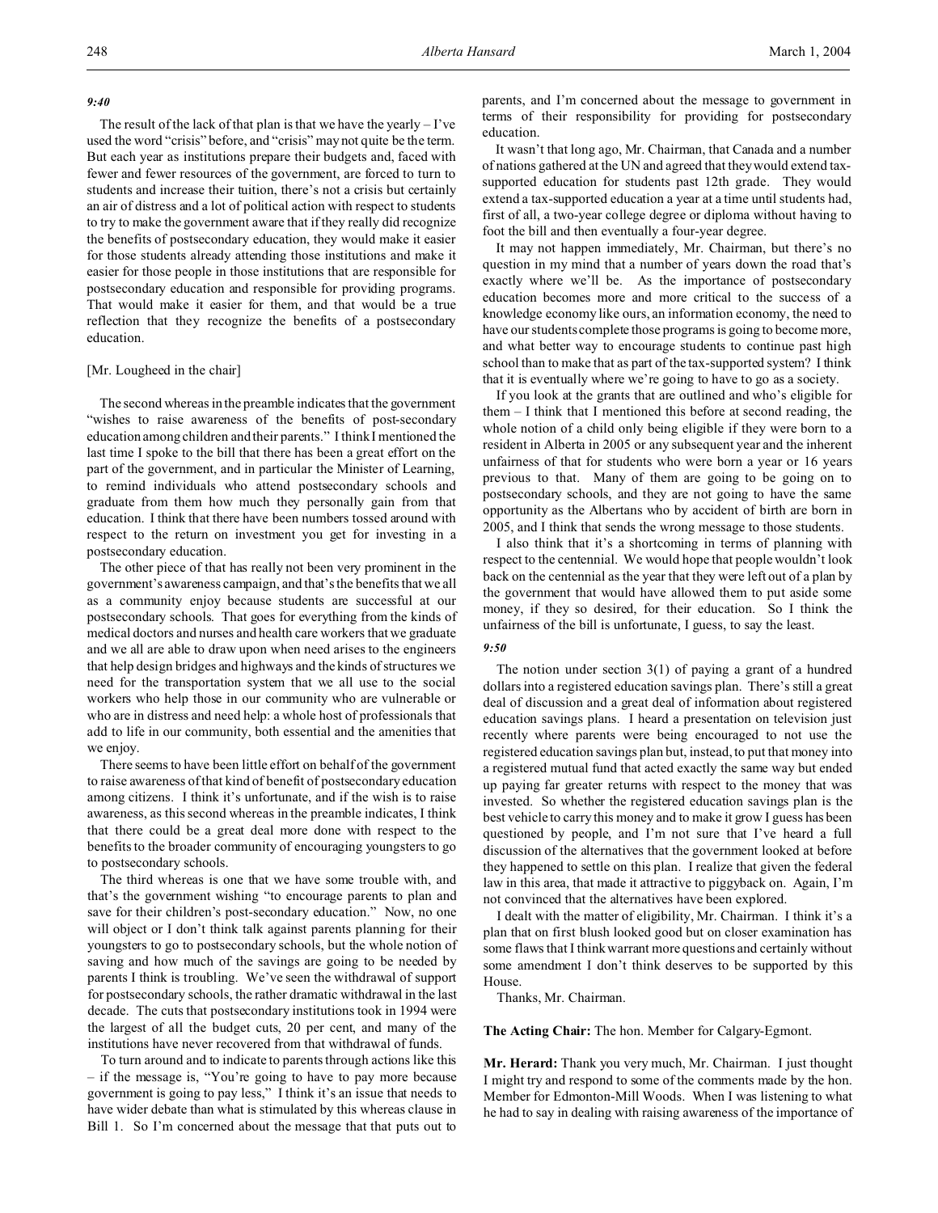*9:40*

The result of the lack of that plan is that we have the yearly – I've used the word "crisis" before, and "crisis" may not quite be the term. But each year as institutions prepare their budgets and, faced with fewer and fewer resources of the government, are forced to turn to students and increase their tuition, there's not a crisis but certainly an air of distress and a lot of political action with respect to students to try to make the government aware that if they really did recognize the benefits of postsecondary education, they would make it easier for those students already attending those institutions and make it easier for those people in those institutions that are responsible for postsecondary education and responsible for providing programs. That would make it easier for them, and that would be a true reflection that they recognize the benefits of a postsecondary education.

[Mr. Lougheed in the chair]

The second whereas in the preamble indicates that the government "wishes to raise awareness of the benefits of post-secondary education among children and their parents." I think I mentioned the last time I spoke to the bill that there has been a great effort on the part of the government, and in particular the Minister of Learning, to remind individuals who attend postsecondary schools and graduate from them how much they personally gain from that education. I think that there have been numbers tossed around with respect to the return on investment you get for investing in a postsecondary education.

The other piece of that has really not been very prominent in the government's awareness campaign, and that's the benefits that we all as a community enjoy because students are successful at our postsecondary schools. That goes for everything from the kinds of medical doctors and nurses and health care workers that we graduate and we all are able to draw upon when need arises to the engineers that help design bridges and highways and the kinds of structures we need for the transportation system that we all use to the social workers who help those in our community who are vulnerable or who are in distress and need help: a whole host of professionals that add to life in our community, both essential and the amenities that we enjoy.

There seems to have been little effort on behalf of the government to raise awareness of that kind of benefit of postsecondary education among citizens. I think it's unfortunate, and if the wish is to raise awareness, as this second whereas in the preamble indicates, I think that there could be a great deal more done with respect to the benefits to the broader community of encouraging youngsters to go to postsecondary schools.

The third whereas is one that we have some trouble with, and that's the government wishing "to encourage parents to plan and save for their children's post-secondary education." Now, no one will object or I don't think talk against parents planning for their youngsters to go to postsecondary schools, but the whole notion of saving and how much of the savings are going to be needed by parents I think is troubling. We've seen the withdrawal of support for postsecondary schools, the rather dramatic withdrawal in the last decade. The cuts that postsecondary institutions took in 1994 were the largest of all the budget cuts, 20 per cent, and many of the institutions have never recovered from that withdrawal of funds.

To turn around and to indicate to parents through actions like this – if the message is, "You're going to have to pay more because government is going to pay less," I think it's an issue that needs to have wider debate than what is stimulated by this whereas clause in Bill 1. So I'm concerned about the message that that puts out to parents, and I'm concerned about the message to government in terms of their responsibility for providing for postsecondary education.

It wasn't that long ago, Mr. Chairman, that Canada and a number of nations gathered at the UN and agreed that they would extend tax-supported education for students past 12th grade. They would extend a tax-supported education a year at a time until students had, first of all, a two-year college degree or diploma without having to foot the bill and then eventually a four-year degree.

It may not happen immediately, Mr. Chairman, but there's no question in my mind that a number of years down the road that's exactly where we'll be. As the importance of postsecondary education becomes more and more critical to the success of a knowledge economy like ours, an information economy, the need to have our students complete those programs is going to become more, and what better way to encourage students to continue past high school than to make that as part of the tax-supported system? I think that it is eventually where we're going to have to go as a society.

If you look at the grants that are outlined and who's eligible for them – I think that I mentioned this before at second reading, the whole notion of a child only being eligible if they were born to a resident in Alberta in 2005 or any subsequent year and the inherent unfairness of that for students who were born a year or 16 years previous to that. Many of them are going to be going on to postsecondary schools, and they are not going to have the same opportunity as the Albertans who by accident of birth are born in 2005, and I think that sends the wrong message to those students.

I also think that it's a shortcoming in terms of planning with respect to the centennial. We would hope that people wouldn't look back on the centennial as the year that they were left out of a plan by the government that would have allowed them to put aside some money, if they so desired, for their education. So I think the unfairness of the bill is unfortunate, I guess, to say the least.

*9:50*

The notion under section 3(1) of paying a grant of a hundred dollars into a registered education savings plan. There's still a great deal of discussion and a great deal of information about registered education savings plans. I heard a presentation on television just recently where parents were being encouraged to not use the registered education savings plan but, instead, to put that money into a registered mutual fund that acted exactly the same way but ended up paying far greater returns with respect to the money that was invested. So whether the registered education savings plan is the best vehicle to carry this money and to make it grow I guess has been questioned by people, and I'm not sure that I've heard a full discussion of the alternatives that the government looked at before they happened to settle on this plan. I realize that given the federal law in this area, that made it attractive to piggyback on. Again, I'm not convinced that the alternatives have been explored.

I dealt with the matter of eligibility, Mr. Chairman. I think it's a plan that on first blush looked good but on closer examination has some flaws that I think warrant more questions and certainly without some amendment I don't think deserves to be supported by this House.

Thanks, Mr. Chairman.

**The Acting Chair:** The hon. Member for Calgary-Egmont.

**Mr. Herard:** Thank you very much, Mr. Chairman. I just thought I might try and respond to some of the comments made by the hon. Member for Edmonton-Mill Woods. When I was listening to what he had to say in dealing with raising awareness of the importance of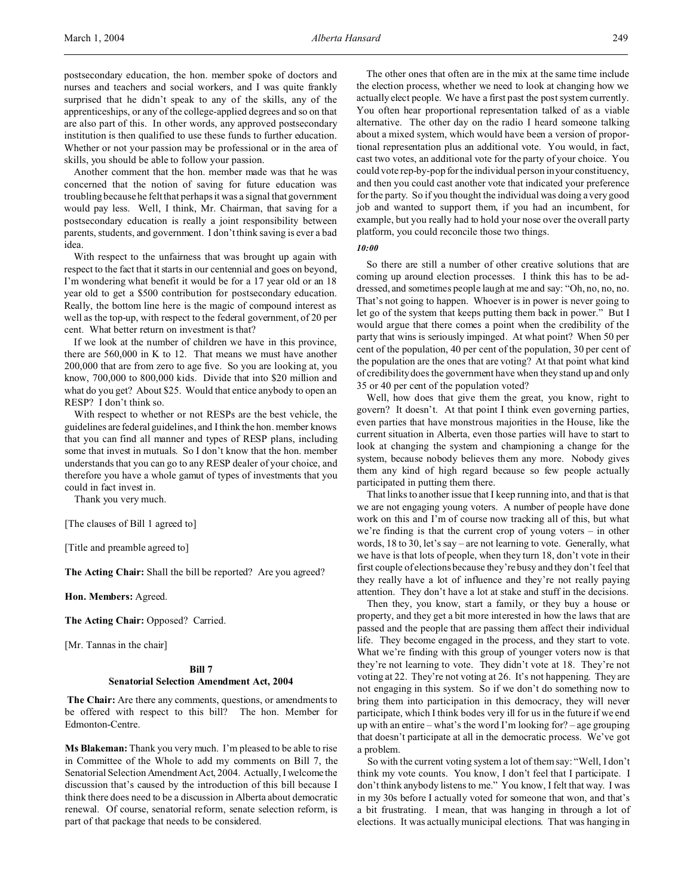postsecondary education, the hon. member spoke of doctors and nurses and teachers and social workers, and I was quite frankly surprised that he didn't speak to any of the skills, any of the apprenticeships, or any of the college-applied degrees and so on that are also part of this. In other words, any approved postsecondary institution is then qualified to use these funds to further education. Whether or not your passion may be professional or in the area of skills, you should be able to follow your passion.

Another comment that the hon. member made was that he was concerned that the notion of saving for future education was troubling because he felt that perhaps it was a signal that government would pay less. Well, I think, Mr. Chairman, that saving for a postsecondary education is really a joint responsibility between parents, students, and government. I don't think saving is ever a bad idea.

With respect to the unfairness that was brought up again with respect to the fact that it starts in our centennial and goes on beyond, I'm wondering what benefit it would be for a 17 year old or an 18 year old to get a $500 contribution for postsecondary education. Really, the bottom line here is the magic of compound interest as well as the top-up, with respect to the federal government, of 20 per cent. What better return on investment is that?

If we look at the number of children we have in this province, there are 560,000 in K to 12. That means we must have another 200,000 that are from zero to age five. So you are looking at, you know, 700,000 to 800,000 kids. Divide that into $20 million and what do you get? About $25. Would that entice anybody to open an RESP? I don't think so.

With respect to whether or not RESPs are the best vehicle, the guidelines are federal guidelines, and I think the hon. member knows that you can find all manner and types of RESP plans, including some that invest in mutuals. So I don't know that the hon. member understands that you can go to any RESP dealer of your choice, and therefore you have a whole gamut of types of investments that you could in fact invest in.

Thank you very much.

[The clauses of Bill 1 agreed to]

[Title and preamble agreed to]

**The Acting Chair:** Shall the bill be reported? Are you agreed?

**Hon. Members:** Agreed.

**The Acting Chair:** Opposed? Carried.

[Mr. Tannas in the chair]

## Bill 7
## Senatorial Selection Amendment Act, 2004

**The Chair:** Are there any comments, questions, or amendments to be offered with respect to this bill? The hon. Member for Edmonton-Centre.

**Ms Blakeman:** Thank you very much. I'm pleased to be able to rise in Committee of the Whole to add my comments on Bill 7, the Senatorial Selection Amendment Act, 2004. Actually, I welcome the discussion that's caused by the introduction of this bill because I think there does need to be a discussion in Alberta about democratic renewal. Of course, senatorial reform, senate selection reform, is part of that package that needs to be considered.

The other ones that often are in the mix at the same time include the election process, whether we need to look at changing how we actually elect people. We have a first past the post system currently. You often hear proportional representation talked of as a viable alternative. The other day on the radio I heard someone talking about a mixed system, which would have been a version of proportional representation plus an additional vote. You would, in fact, cast two votes, an additional vote for the party of your choice. You could vote rep-by-pop for the individual person in your constituency, and then you could cast another vote that indicated your preference for the party. So if you thought the individual was doing a very good job and wanted to support them, if you had an incumbent, for example, but you really had to hold your nose over the overall party platform, you could reconcile those two things.

*10:00*

So there are still a number of other creative solutions that are coming up around election processes. I think this has to be addressed, and sometimes people laugh at me and say: "Oh, no, no, no. That's not going to happen. Whoever is in power is never going to let go of the system that keeps putting them back in power." But I would argue that there comes a point when the credibility of the party that wins is seriously impinged. At what point? When 50 per cent of the population, 40 per cent of the population, 30 per cent of the population are the ones that are voting? At that point what kind of credibility does the government have when they stand up and only 35 or 40 per cent of the population voted?

Well, how does that give them the great, you know, right to govern? It doesn't. At that point I think even governing parties, even parties that have monstrous majorities in the House, like the current situation in Alberta, even those parties will have to start to look at changing the system and championing a change for the system, because nobody believes them any more. Nobody gives them any kind of high regard because so few people actually participated in putting them there.

That links to another issue that I keep running into, and that is that we are not engaging young voters. A number of people have done work on this and I'm of course now tracking all of this, but what we're finding is that the current crop of young voters – in other words, 18 to 30, let's say – are not learning to vote. Generally, what we have is that lots of people, when they turn 18, don't vote in their first couple of elections because they're busy and they don't feel that they really have a lot of influence and they're not really paying attention. They don't have a lot at stake and stuff in the decisions.

Then they, you know, start a family, or they buy a house or property, and they get a bit more interested in how the laws that are passed and the people that are passing them affect their individual life. They become engaged in the process, and they start to vote. What we're finding with this group of younger voters now is that they're not learning to vote. They didn't vote at 18. They're not voting at 22. They're not voting at 26. It's not happening. They are not engaging in this system. So if we don't do something now to bring them into participation in this democracy, they will never participate, which I think bodes very ill for us in the future if we end up with an entire – what's the word I'm looking for? – age grouping that doesn't participate at all in the democratic process. We've got a problem.

So with the current voting system a lot of them say: "Well, I don't think my vote counts. You know, I don't feel that I participate. I don't think anybody listens to me." You know, I felt that way. I was in my 30s before I actually voted for someone that won, and that's a bit frustrating. I mean, that was hanging in through a lot of elections. It was actually municipal elections. That was hanging in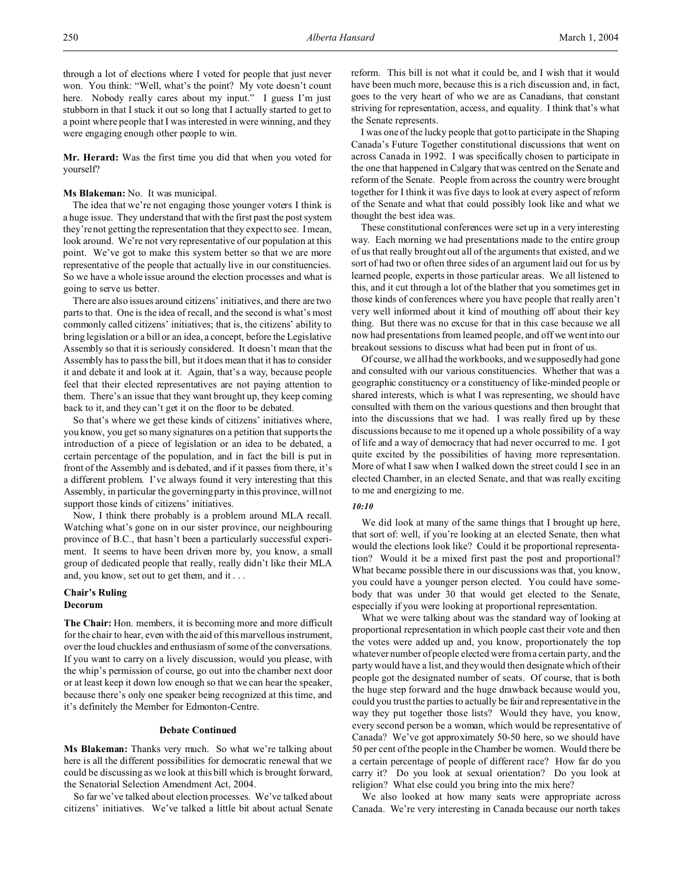through a lot of elections where I voted for people that just never won. You think: "Well, what's the point? My vote doesn't count here. Nobody really cares about my input." I guess I'm just stubborn in that I stuck it out so long that I actually started to get to a point where people that I was interested in were winning, and they were engaging enough other people to win.

**Mr. Herard:** Was the first time you did that when you voted for yourself?

**Ms Blakeman:** No. It was municipal.

The idea that we're not engaging those younger voters I think is a huge issue. They understand that with the first past the post system they're not getting the representation that they expect to see. I mean, look around. We're not very representative of our population at this point. We've got to make this system better so that we are more representative of the people that actually live in our constituencies. So we have a whole issue around the election processes and what is going to serve us better.

There are also issues around citizens' initiatives, and there are two parts to that. One is the idea of recall, and the second is what's most commonly called citizens' initiatives; that is, the citizens' ability to bring legislation or a bill or an idea, a concept, before the Legislative Assembly so that it is seriously considered. It doesn't mean that the Assembly has to pass the bill, but it does mean that it has to consider it and debate it and look at it. Again, that's a way, because people feel that their elected representatives are not paying attention to them. There's an issue that they want brought up, they keep coming back to it, and they can't get it on the floor to be debated.

So that's where we get these kinds of citizens' initiatives where, you know, you get so many signatures on a petition that supports the introduction of a piece of legislation or an idea to be debated, a certain percentage of the population, and in fact the bill is put in front of the Assembly and is debated, and if it passes from there, it's a different problem. I've always found it very interesting that this Assembly, in particular the governing party in this province, will not support those kinds of citizens' initiatives.

Now, I think there probably is a problem around MLA recall. Watching what's gone on in our sister province, our neighbouring province of B.C., that hasn't been a particularly successful experiment. It seems to have been driven more by, you know, a small group of dedicated people that really, really didn't like their MLA and, you know, set out to get them, and it . . .

### Chair's Ruling
### Decorum

**The Chair:** Hon. members, it is becoming more and more difficult for the chair to hear, even with the aid of this marvellous instrument, over the loud chuckles and enthusiasm of some of the conversations. If you want to carry on a lively discussion, would you please, with the whip's permission of course, go out into the chamber next door or at least keep it down low enough so that we can hear the speaker, because there's only one speaker being recognized at this time, and it's definitely the Member for Edmonton-Centre.

#### Debate Continued

**Ms Blakeman:** Thanks very much. So what we're talking about here is all the different possibilities for democratic renewal that we could be discussing as we look at this bill which is brought forward, the Senatorial Selection Amendment Act, 2004.

So far we've talked about election processes. We've talked about citizens' initiatives. We've talked a little bit about actual Senate reform. This bill is not what it could be, and I wish that it would have been much more, because this is a rich discussion and, in fact, goes to the very heart of who we are as Canadians, that constant striving for representation, access, and equality. I think that's what the Senate represents.

I was one of the lucky people that got to participate in the Shaping Canada's Future Together constitutional discussions that went on across Canada in 1992. I was specifically chosen to participate in the one that happened in Calgary that was centred on the Senate and reform of the Senate. People from across the country were brought together for I think it was five days to look at every aspect of reform of the Senate and what that could possibly look like and what we thought the best idea was.

These constitutional conferences were set up in a very interesting way. Each morning we had presentations made to the entire group of us that really brought out all of the arguments that existed, and we sort of had two or often three sides of an argument laid out for us by learned people, experts in those particular areas. We all listened to this, and it cut through a lot of the blather that you sometimes get in those kinds of conferences where you have people that really aren't very well informed about it kind of mouthing off about their key thing. But there was no excuse for that in this case because we all now had presentations from learned people, and off we went into our breakout sessions to discuss what had been put in front of us.

Of course, we all had the workbooks, and we supposedly had gone and consulted with our various constituencies. Whether that was a geographic constituency or a constituency of like-minded people or shared interests, which is what I was representing, we should have consulted with them on the various questions and then brought that into the discussions that we had. I was really fired up by these discussions because to me it opened up a whole possibility of a way of life and a way of democracy that had never occurred to me. I got quite excited by the possibilities of having more representation. More of what I saw when I walked down the street could I see in an elected Chamber, in an elected Senate, and that was really exciting to me and energizing to me.

*10:10*

We did look at many of the same things that I brought up here, that sort of: well, if you're looking at an elected Senate, then what would the elections look like? Could it be proportional representation? Would it be a mixed first past the post and proportional? What became possible there in our discussions was that, you know, you could have a younger person elected. You could have somebody that was under 30 that would get elected to the Senate, especially if you were looking at proportional representation.

What we were talking about was the standard way of looking at proportional representation in which people cast their vote and then the votes were added up and, you know, proportionately the top whatever number of people elected were from a certain party, and the party would have a list, and they would then designate which of their people got the designated number of seats. Of course, that is both the huge step forward and the huge drawback because would you, could you trust the parties to actually be fair and representative in the way they put together those lists? Would they have, you know, every second person be a woman, which would be representative of Canada? We've got approximately 50-50 here, so we should have 50 per cent of the people in the Chamber be women. Would there be a certain percentage of people of different race? How far do you carry it? Do you look at sexual orientation? Do you look at religion? What else could you bring into the mix here?

We also looked at how many seats were appropriate across Canada. We're very interesting in Canada because our north takes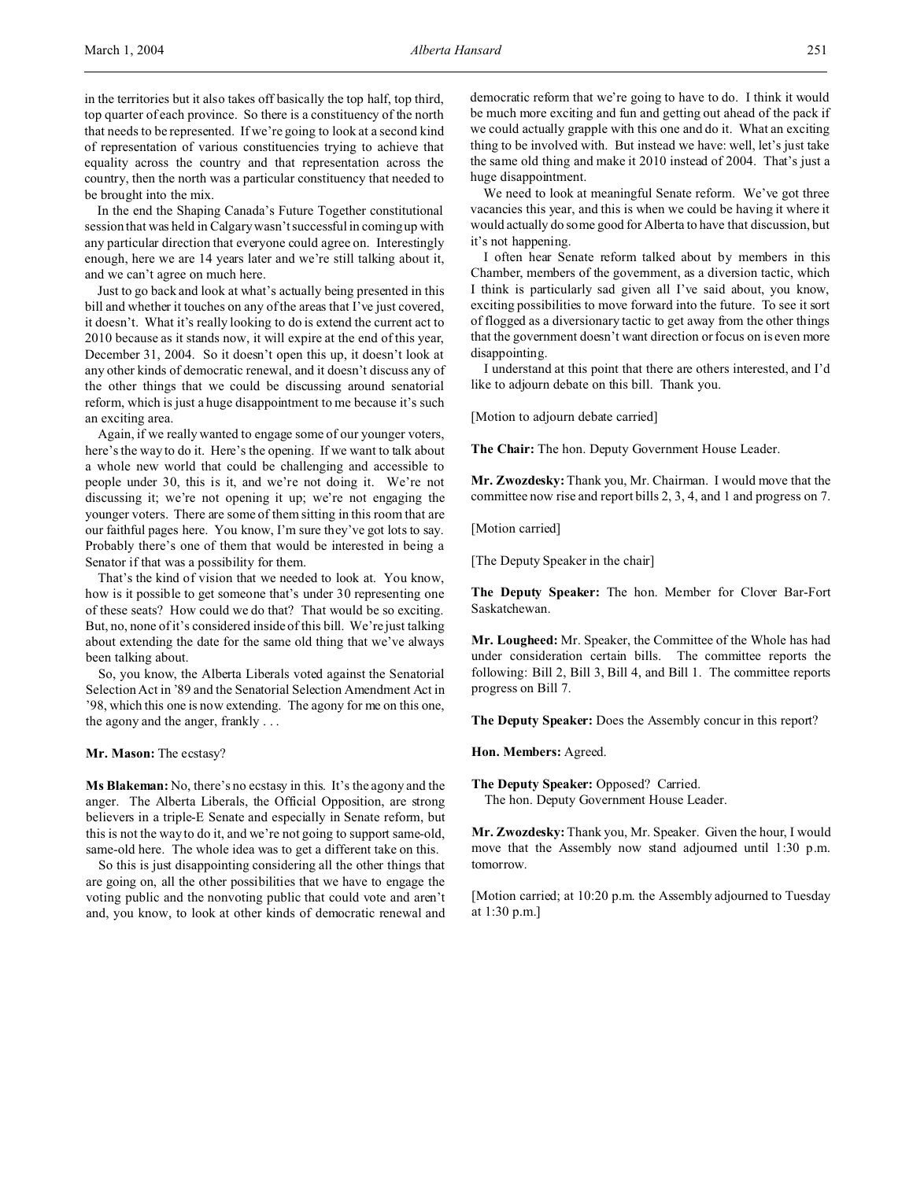in the territories but it also takes off basically the top half, top third, top quarter of each province. So there is a constituency of the north that needs to be represented. If we're going to look at a second kind of representation of various constituencies trying to achieve that equality across the country and that representation across the country, then the north was a particular constituency that needed to be brought into the mix.

In the end the Shaping Canada's Future Together constitutional session that was held in Calgary wasn't successful in coming up with any particular direction that everyone could agree on. Interestingly enough, here we are 14 years later and we're still talking about it, and we can't agree on much here.

Just to go back and look at what's actually being presented in this bill and whether it touches on any of the areas that I've just covered, it doesn't. What it's really looking to do is extend the current act to 2010 because as it stands now, it will expire at the end of this year, December 31, 2004. So it doesn't open this up, it doesn't look at any other kinds of democratic renewal, and it doesn't discuss any of the other things that we could be discussing around senatorial reform, which is just a huge disappointment to me because it's such an exciting area.

Again, if we really wanted to engage some of our younger voters, here's the way to do it. Here's the opening. If we want to talk about a whole new world that could be challenging and accessible to people under 30, this is it, and we're not doing it. We're not discussing it; we're not opening it up; we're not engaging the younger voters. There are some of them sitting in this room that are our faithful pages here. You know, I'm sure they've got lots to say. Probably there's one of them that would be interested in being a Senator if that was a possibility for them.

That's the kind of vision that we needed to look at. You know, how is it possible to get someone that's under 30 representing one of these seats? How could we do that? That would be so exciting. But, no, none of it's considered inside of this bill. We're just talking about extending the date for the same old thing that we've always been talking about.

So, you know, the Alberta Liberals voted against the Senatorial Selection Act in '89 and the Senatorial Selection Amendment Act in '98, which this one is now extending. The agony for me on this one, the agony and the anger, frankly . . .

**Mr. Mason:** The ecstasy?

**Ms Blakeman:** No, there's no ecstasy in this. It's the agony and the anger. The Alberta Liberals, the Official Opposition, are strong believers in a triple-E Senate and especially in Senate reform, but this is not the way to do it, and we're not going to support same-old, same-old here. The whole idea was to get a different take on this.

So this is just disappointing considering all the other things that are going on, all the other possibilities that we have to engage the voting public and the nonvoting public that could vote and aren't and, you know, to look at other kinds of democratic renewal and democratic reform that we're going to have to do. I think it would be much more exciting and fun and getting out ahead of the pack if we could actually grapple with this one and do it. What an exciting thing to be involved with. But instead we have: well, let's just take the same old thing and make it 2010 instead of 2004. That's just a huge disappointment.

We need to look at meaningful Senate reform. We've got three vacancies this year, and this is when we could be having it where it would actually do some good for Alberta to have that discussion, but it's not happening.

I often hear Senate reform talked about by members in this Chamber, members of the government, as a diversion tactic, which I think is particularly sad given all I've said about, you know, exciting possibilities to move forward into the future. To see it sort of flogged as a diversionary tactic to get away from the other things that the government doesn't want direction or focus on is even more disappointing.

I understand at this point that there are others interested, and I'd like to adjourn debate on this bill. Thank you.

[Motion to adjourn debate carried]

**The Chair:** The hon. Deputy Government House Leader.

**Mr. Zwozdesky:** Thank you, Mr. Chairman. I would move that the committee now rise and report bills 2, 3, 4, and 1 and progress on 7.

[Motion carried]

[The Deputy Speaker in the chair]

**The Deputy Speaker:** The hon. Member for Clover Bar-Fort Saskatchewan.

**Mr. Lougheed:** Mr. Speaker, the Committee of the Whole has had under consideration certain bills. The committee reports the following: Bill 2, Bill 3, Bill 4, and Bill 1. The committee reports progress on Bill 7.

**The Deputy Speaker:** Does the Assembly concur in this report?

**Hon. Members:** Agreed.

**The Deputy Speaker:** Opposed? Carried.
The hon. Deputy Government House Leader.

**Mr. Zwozdesky:** Thank you, Mr. Speaker. Given the hour, I would move that the Assembly now stand adjourned until 1:30 p.m. tomorrow.

[Motion carried; at 10:20 p.m. the Assembly adjourned to Tuesday at 1:30 p.m.]